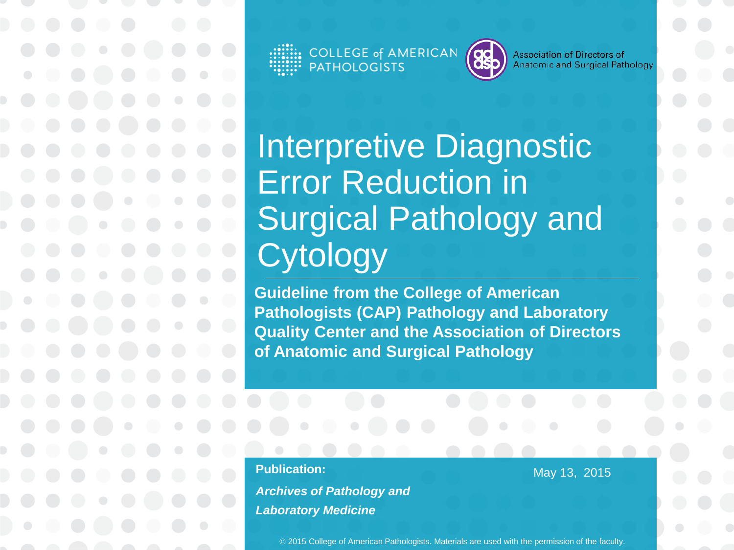COLLEGE of AMERICAN PATHOLOGISTS

Association of Directors of Anatomic and Surgical Pathology

# Interpretive Diagnostic Error Reduction in Surgical Pathology and Cytology

**Guideline from the College of American Pathologists (CAP) Pathology and Laboratory Quality Center and the Association of Directors of Anatomic and Surgical Pathology**

**Publication:**

***Archives of Pathology and Laboratory Medicine***

May 13, 2015

© 2015 College of American Pathologists. Materials are used with the permission of the faculty.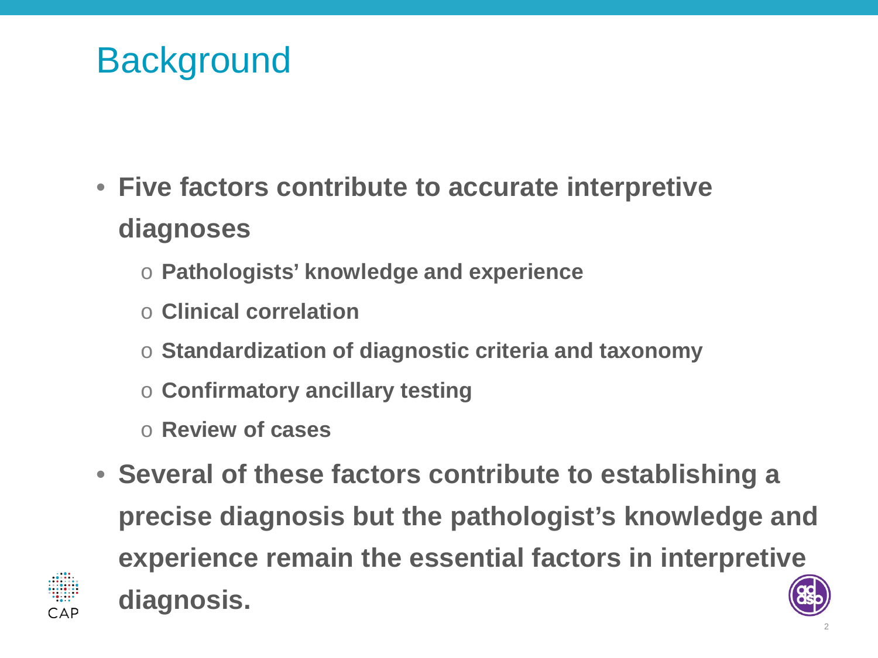# Background

- **Five factors contribute to accurate interpretive diagnoses**
  - **Pathologists' knowledge and experience**
  - **Clinical correlation**
  - **Standardization of diagnostic criteria and taxonomy**
  - **Confirmatory ancillary testing**
  - **Review of cases**
- **Several of these factors contribute to establishing a precise diagnosis but the pathologist's knowledge and experience remain the essential factors in interpretive diagnosis.**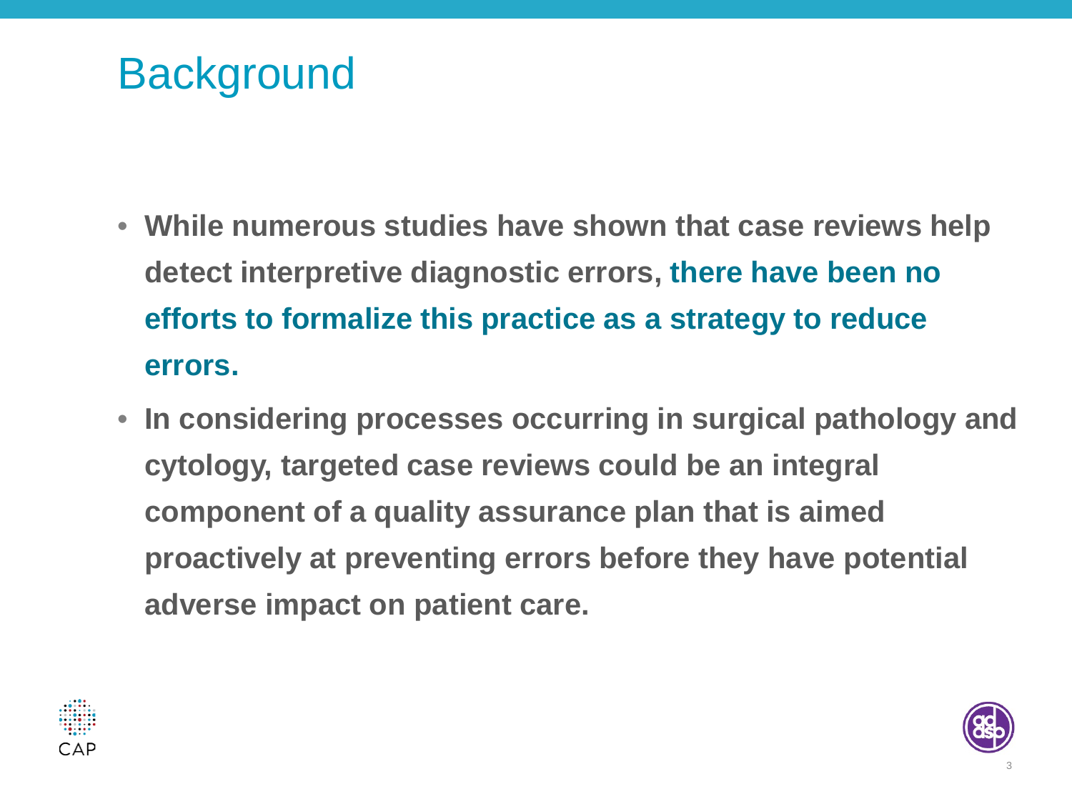# Background

- **While numerous studies have shown that case reviews help detect interpretive diagnostic errors, there have been no efforts to formalize this practice as a strategy to reduce errors.**
- **In considering processes occurring in surgical pathology and cytology, targeted case reviews could be an integral component of a quality assurance plan that is aimed proactively at preventing errors before they have potential adverse impact on patient care.**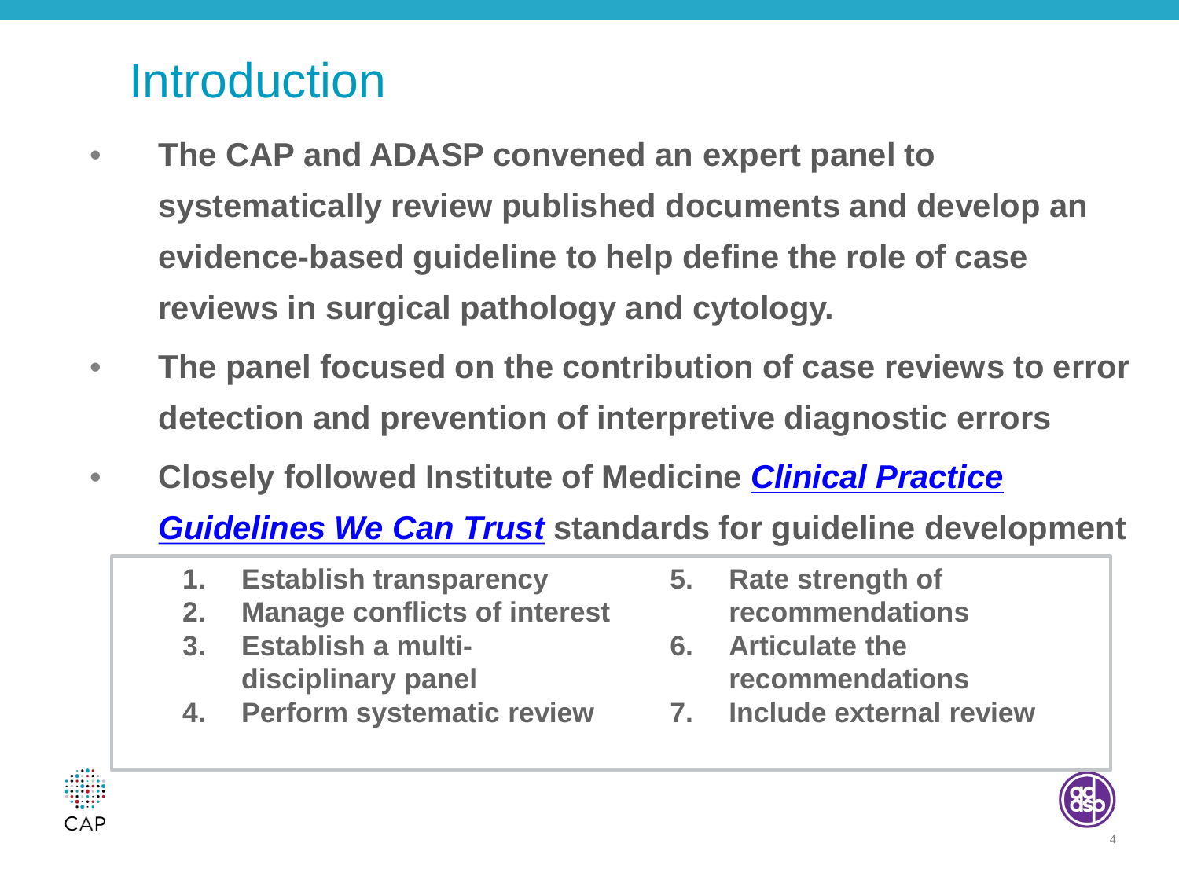# Introduction

- **The CAP and ADASP convened an expert panel to systematically review published documents and develop an evidence-based guideline to help define the role of case reviews in surgical pathology and cytology.**
- **The panel focused on the contribution of case reviews to error detection and prevention of interpretive diagnostic errors**
- **Closely followed Institute of Medicine *Clinical Practice Guidelines We Can Trust* standards for guideline development**

1. **Establish transparency**
2. **Manage conflicts of interest**
3. **Establish a multi-disciplinary panel**
4. **Perform systematic review**
5. **Rate strength of recommendations**
6. **Articulate the recommendations**
7. **Include external review**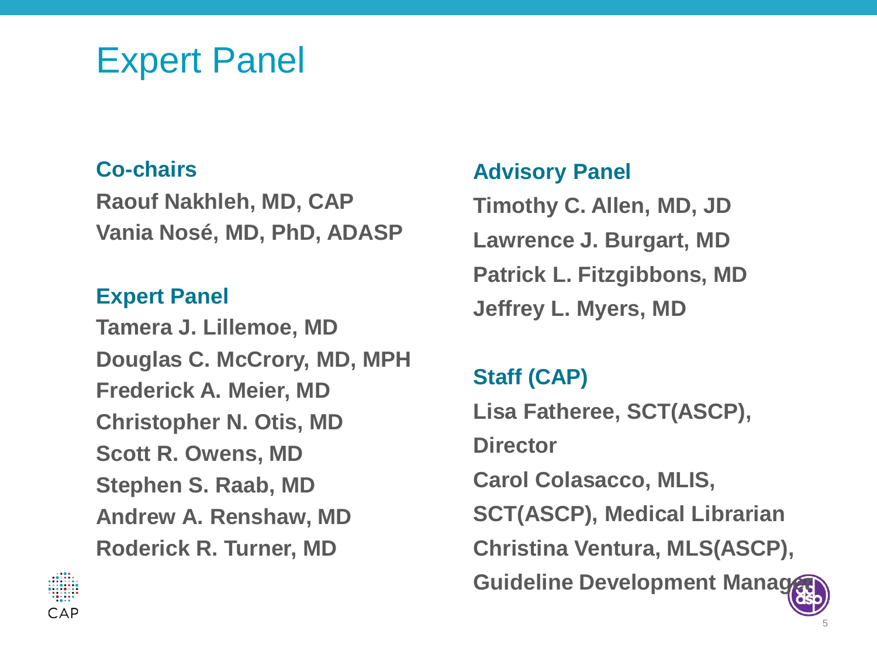# Expert Panel

### Co-chairs

**Raouf Nakhleh, MD, CAP**
**Vania Nosé, MD, PhD, ADASP**

### Expert Panel

**Tamera J. Lillemoe, MD**
**Douglas C. McCrory, MD, MPH**
**Frederick A. Meier, MD**
**Christopher N. Otis, MD**
**Scott R. Owens, MD**
**Stephen S. Raab, MD**
**Andrew A. Renshaw, MD**
**Roderick R. Turner, MD**

### Advisory Panel

**Timothy C. Allen, MD, JD**
**Lawrence J. Burgart, MD**
**Patrick L. Fitzgibbons, MD**
**Jeffrey L. Myers, MD**

### Staff (CAP)

**Lisa Fatheree, SCT(ASCP), Director**
**Carol Colasacco, MLIS, SCT(ASCP), Medical Librarian**
**Christina Ventura, MLS(ASCP), Guideline Development Manager**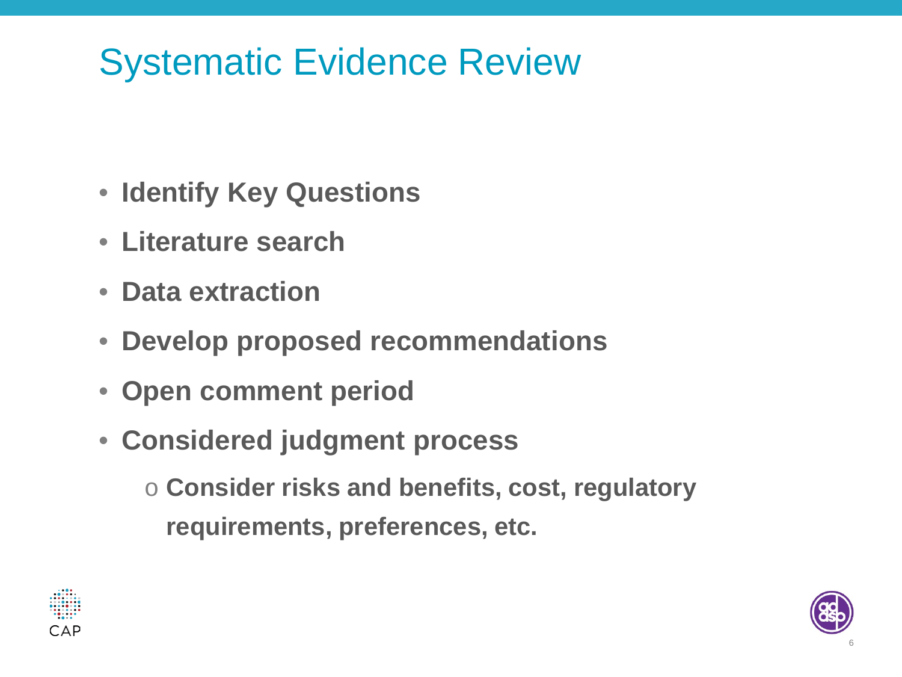# Systematic Evidence Review

- **Identify Key Questions**
- **Literature search**
- **Data extraction**
- **Develop proposed recommendations**
- **Open comment period**
- **Considered judgment process**
  - **Consider risks and benefits, cost, regulatory requirements, preferences, etc.**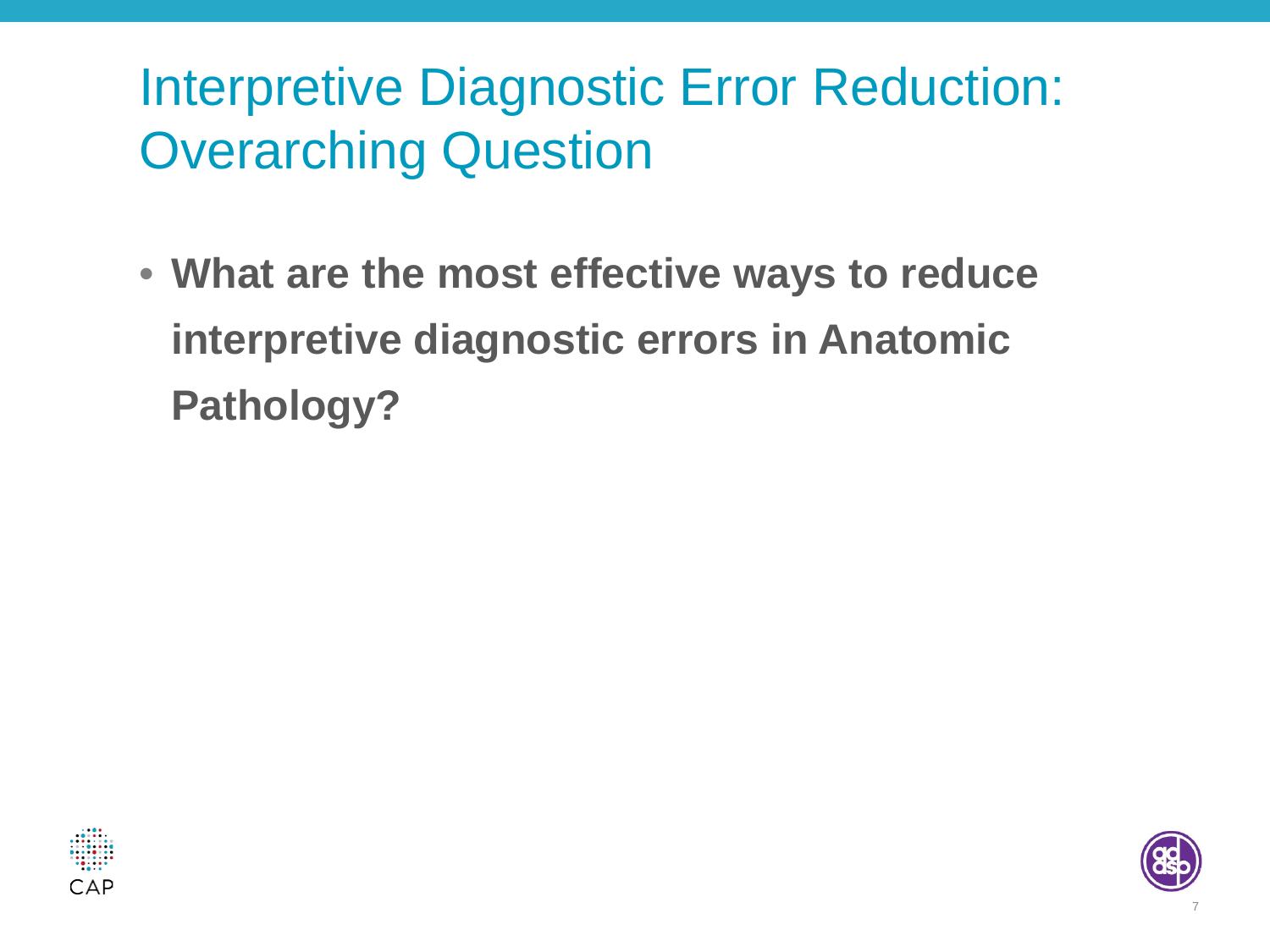# Interpretive Diagnostic Error Reduction: Overarching Question

- **What are the most effective ways to reduce interpretive diagnostic errors in Anatomic Pathology?**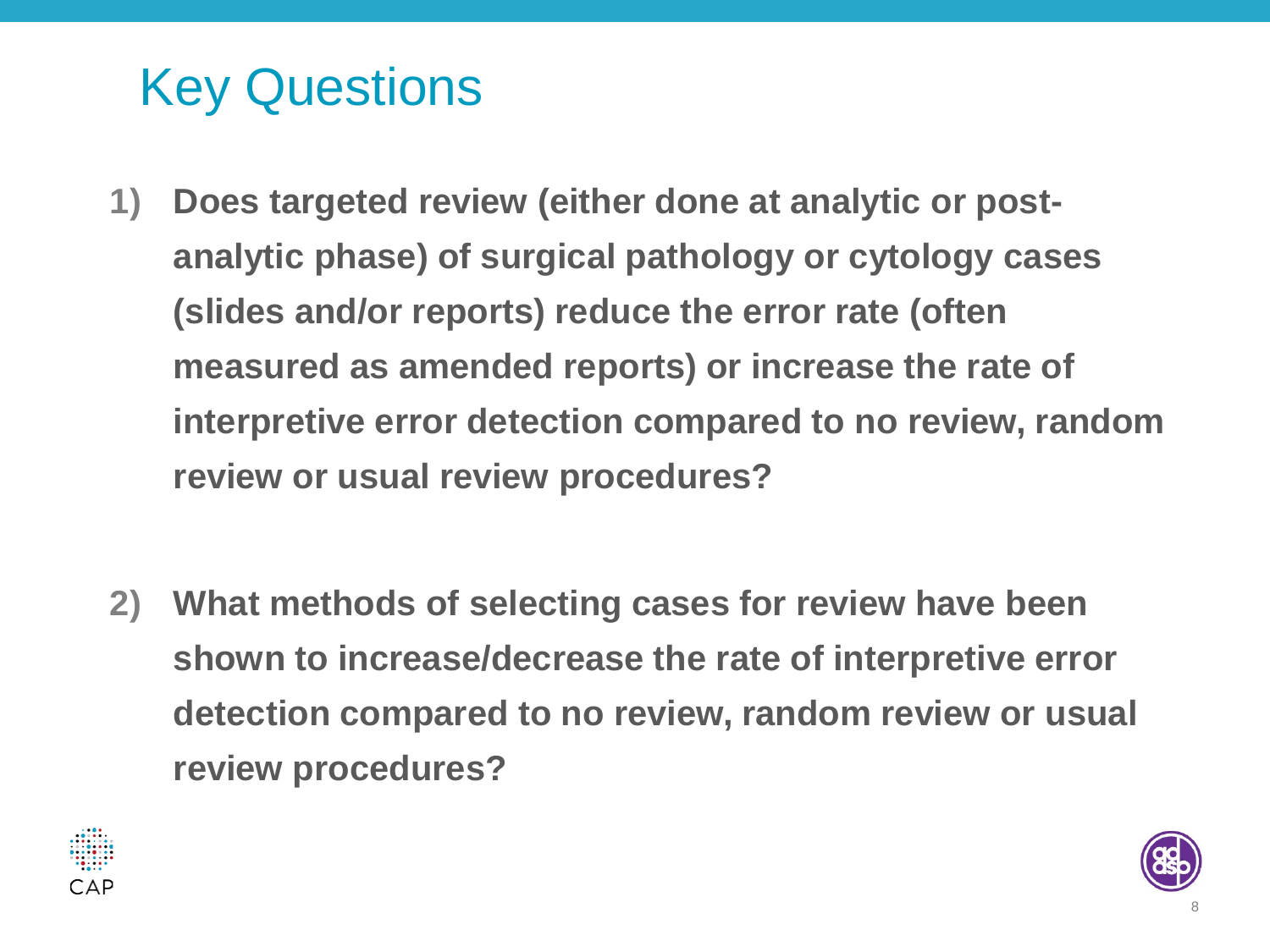# Key Questions

1) **Does targeted review (either done at analytic or post-analytic phase) of surgical pathology or cytology cases (slides and/or reports) reduce the error rate (often measured as amended reports) or increase the rate of interpretive error detection compared to no review, random review or usual review procedures?**

2) **What methods of selecting cases for review have been shown to increase/decrease the rate of interpretive error detection compared to no review, random review or usual review procedures?**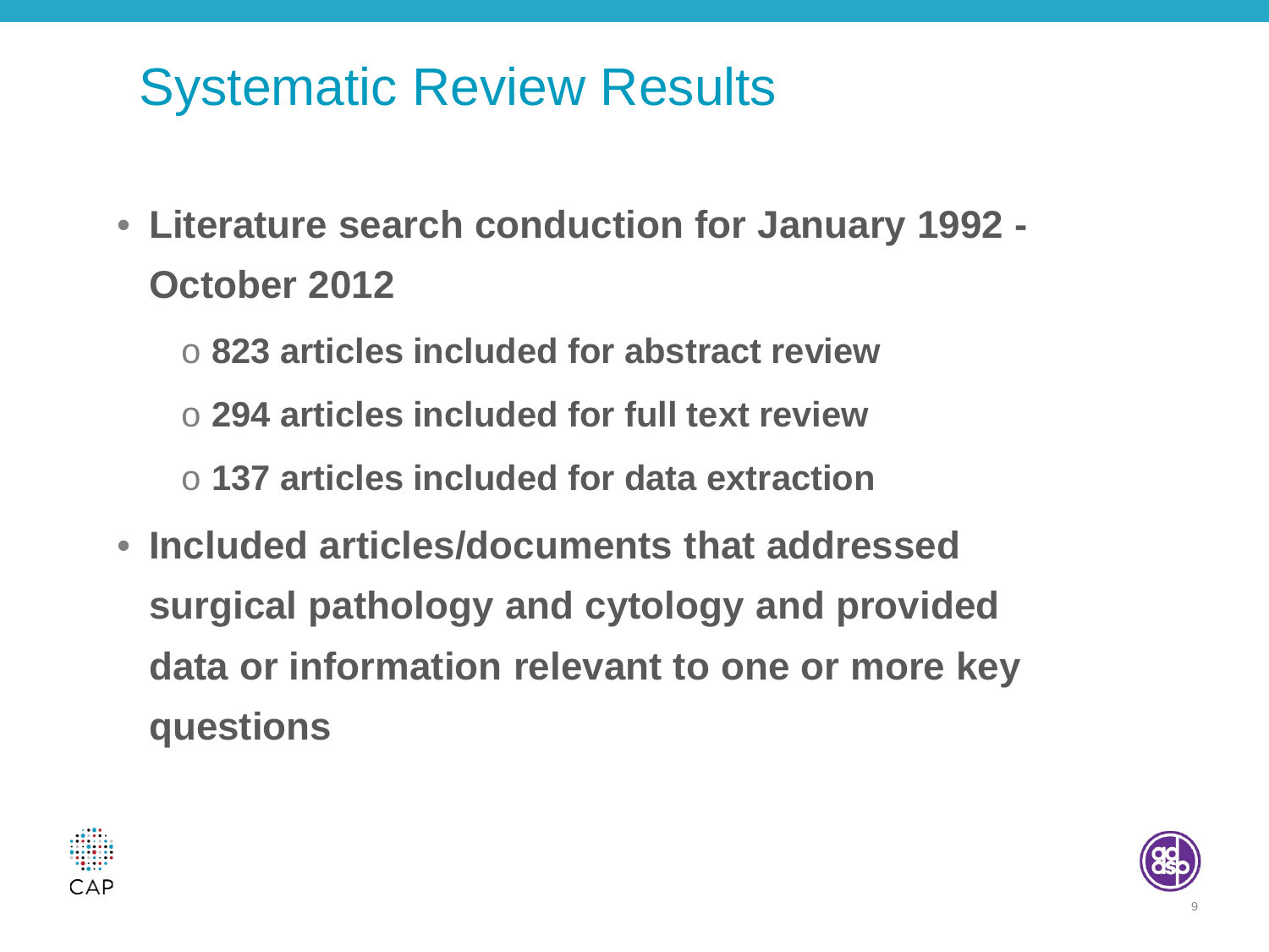# Systematic Review Results

- **Literature search conduction for January 1992 - October 2012**
  - **823 articles included for abstract review**
  - **294 articles included for full text review**
  - **137 articles included for data extraction**
- **Included articles/documents that addressed surgical pathology and cytology and provided data or information relevant to one or more key questions**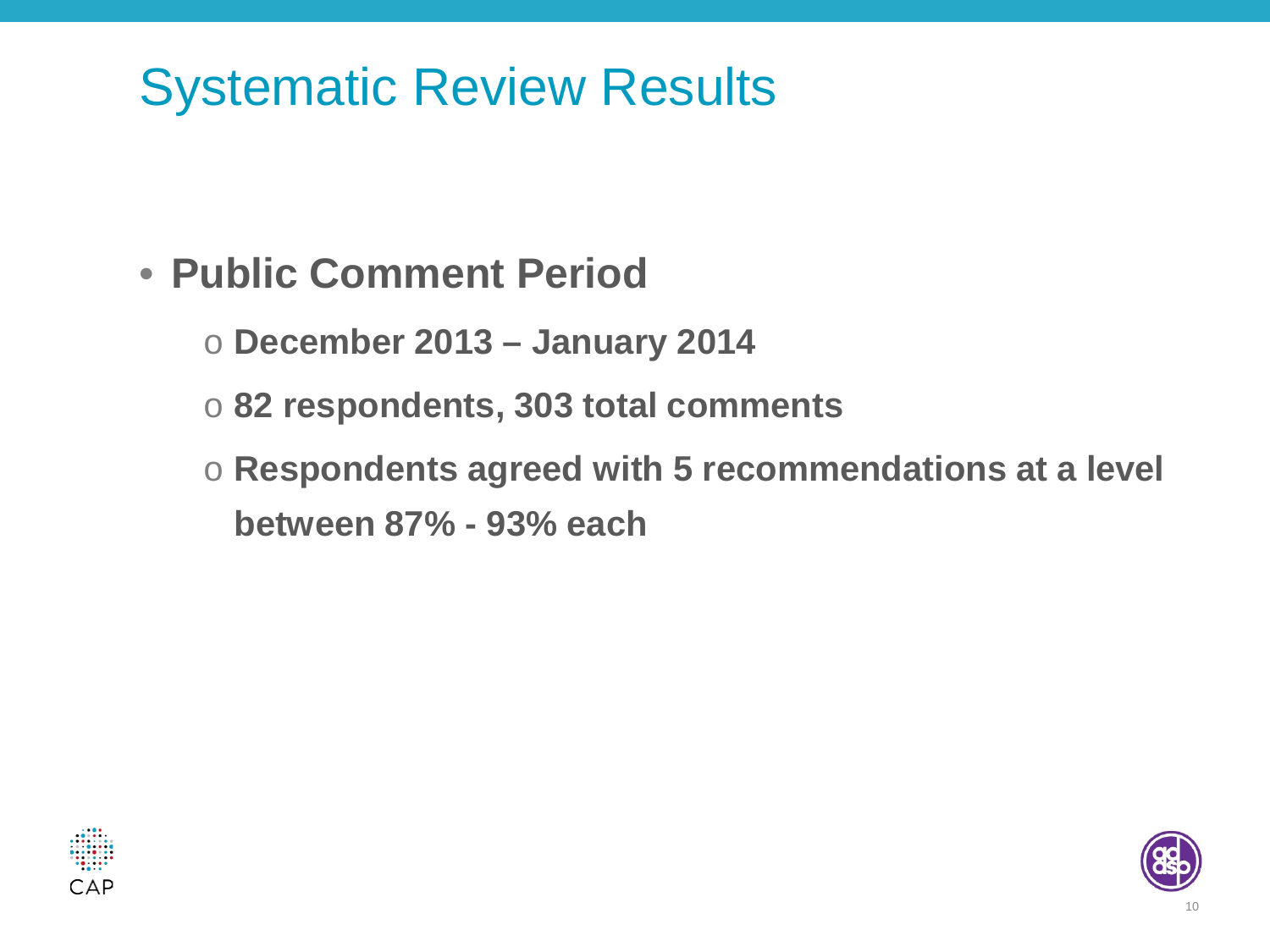# Systematic Review Results

- **Public Comment Period**
  - **December 2013 – January 2014**
  - **82 respondents, 303 total comments**
  - **Respondents agreed with 5 recommendations at a level between 87% - 93% each**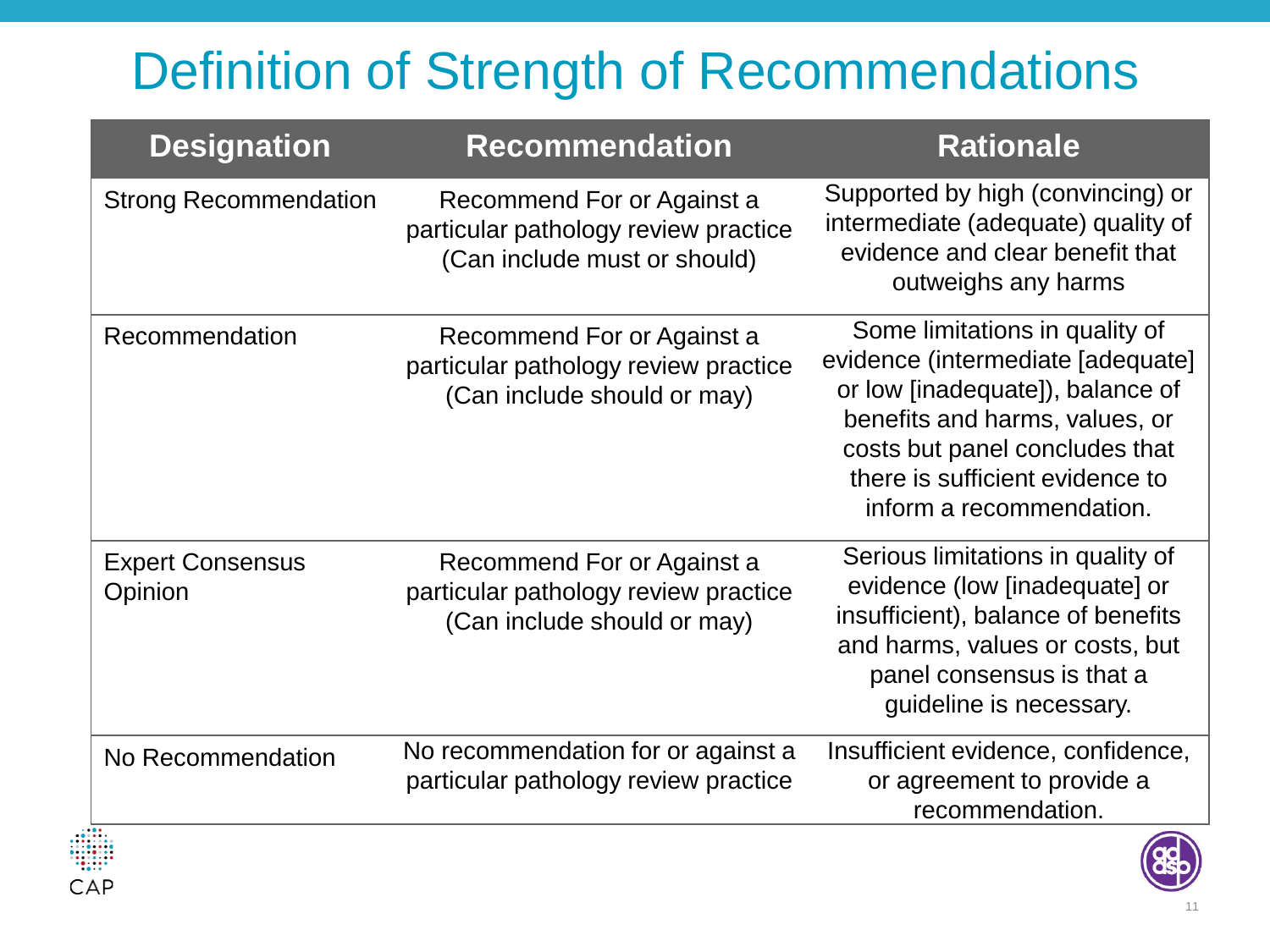# Definition of Strength of Recommendations

| Designation | Recommendation | Rationale |
|---|---|---|
| Strong Recommendation | Recommend For or Against a particular pathology review practice (Can include must or should) | Supported by high (convincing) or intermediate (adequate) quality of evidence and clear benefit that outweighs any harms |
| Recommendation | Recommend For or Against a particular pathology review practice (Can include should or may) | Some limitations in quality of evidence (intermediate [adequate] or low [inadequate]), balance of benefits and harms, values, or costs but panel concludes that there is sufficient evidence to inform a recommendation. |
| Expert Consensus Opinion | Recommend For or Against a particular pathology review practice (Can include should or may) | Serious limitations in quality of evidence (low [inadequate] or insufficient), balance of benefits and harms, values or costs, but panel consensus is that a guideline is necessary. |
| No Recommendation | No recommendation for or against a particular pathology review practice | Insufficient evidence, confidence, or agreement to provide a recommendation. |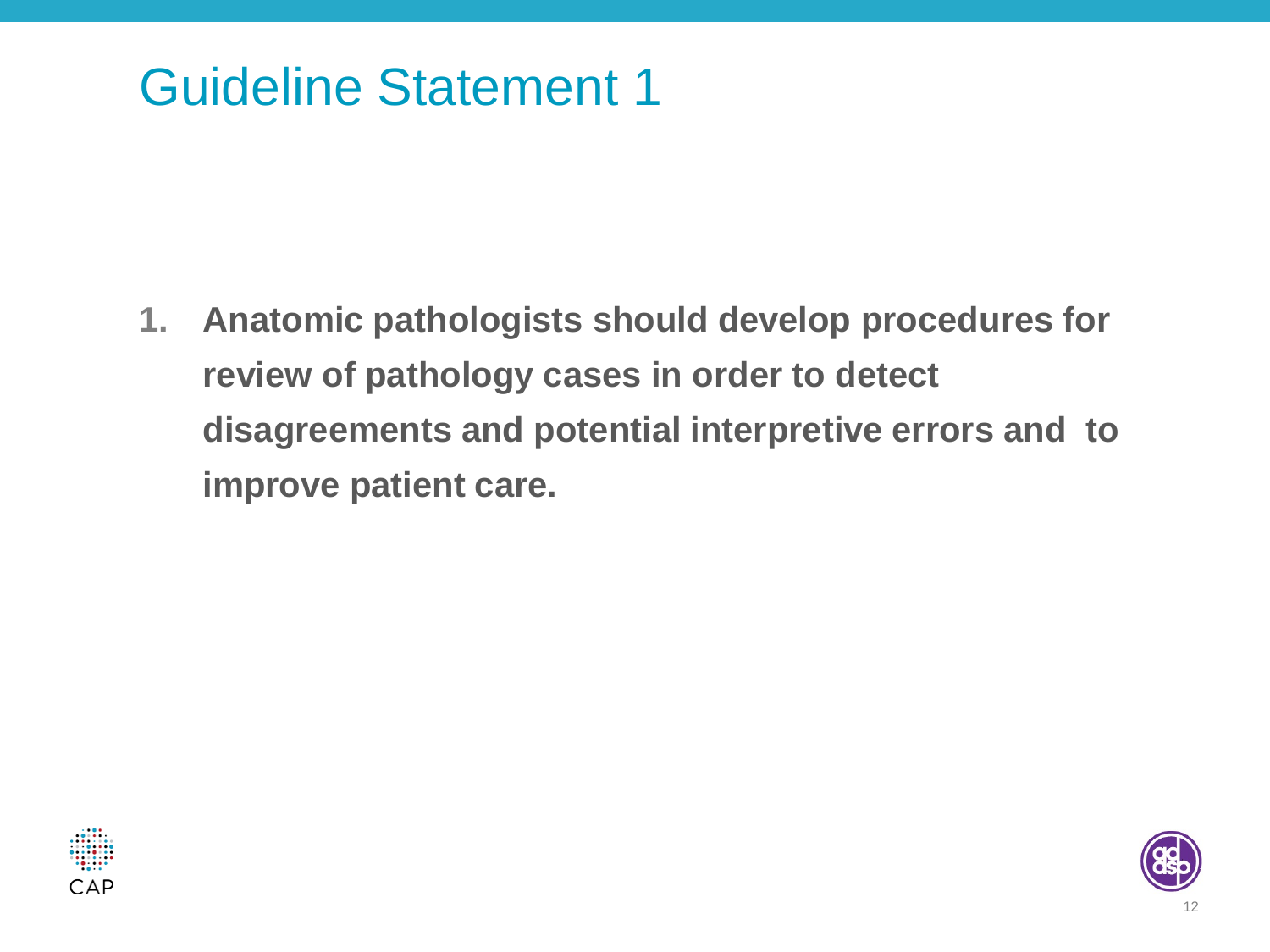# Guideline Statement 1

1. **Anatomic pathologists should develop procedures for review of pathology cases in order to detect disagreements and potential interpretive errors and to improve patient care.**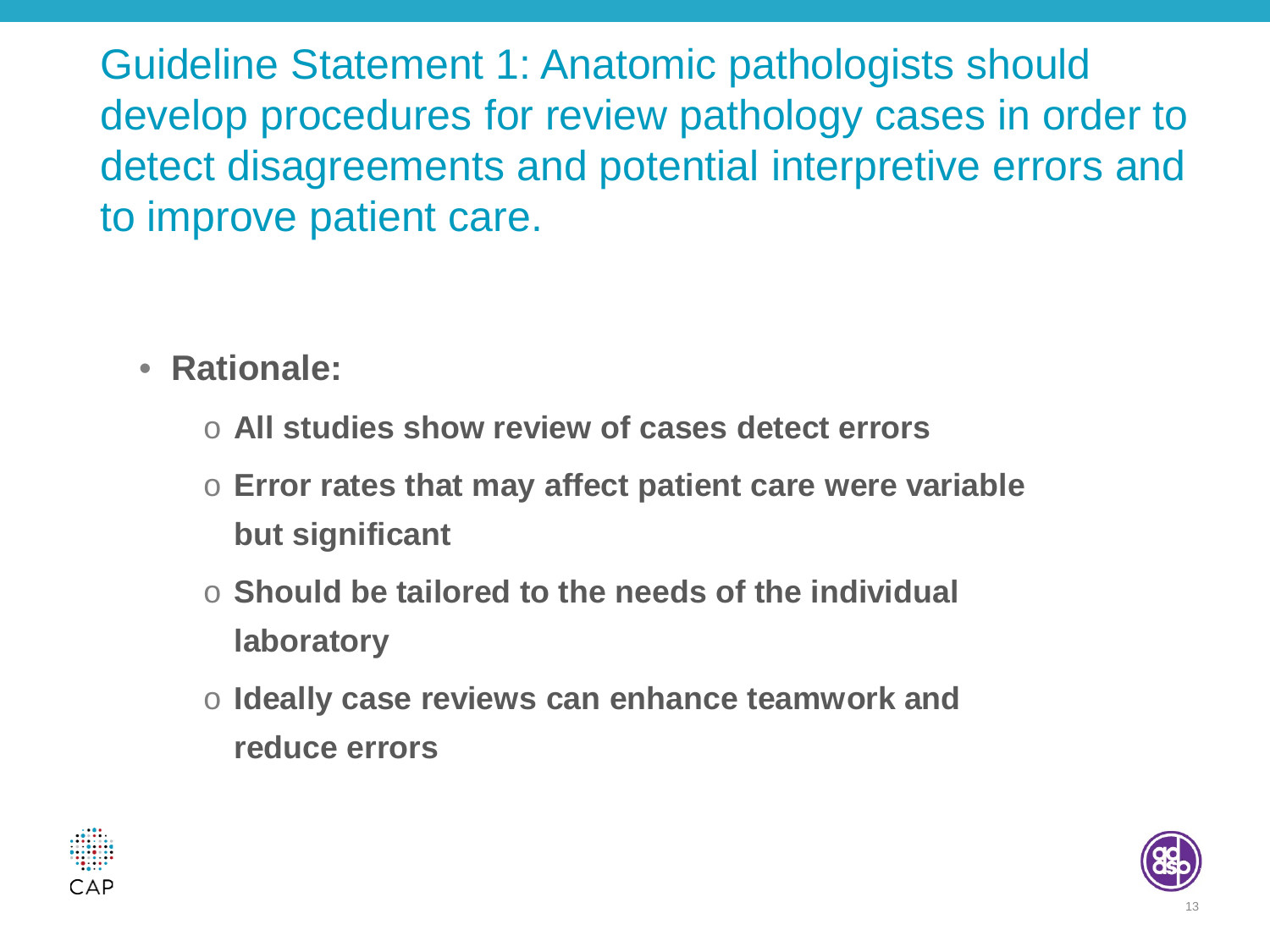## Guideline Statement 1: Anatomic pathologists should develop procedures for review pathology cases in order to detect disagreements and potential interpretive errors and to improve patient care.

- **Rationale:**
  - **All studies show review of cases detect errors**
  - **Error rates that may affect patient care were variable but significant**
  - **Should be tailored to the needs of the individual laboratory**
  - **Ideally case reviews can enhance teamwork and reduce errors**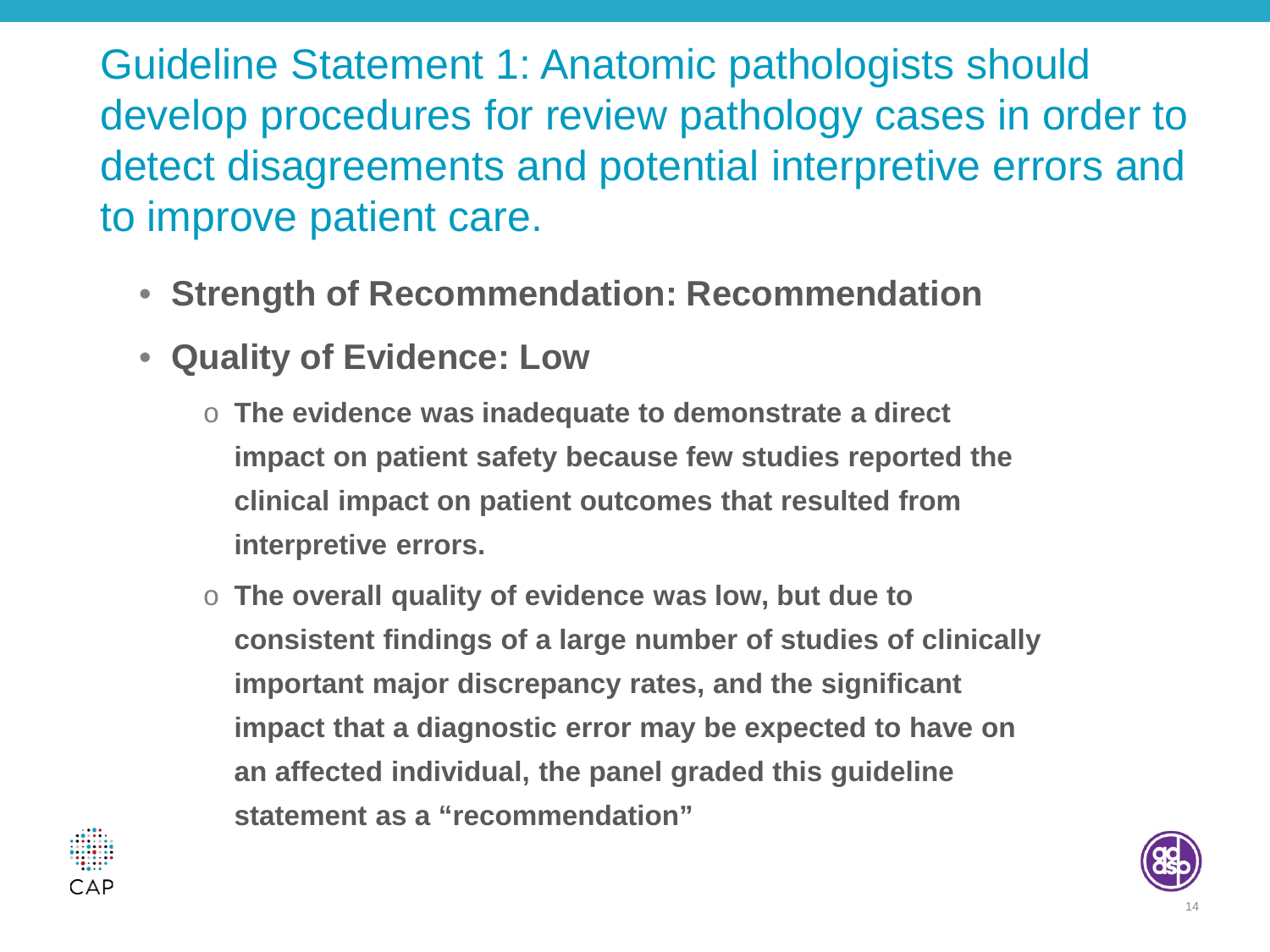# Guideline Statement 1: Anatomic pathologists should develop procedures for review pathology cases in order to detect disagreements and potential interpretive errors and to improve patient care.

- **Strength of Recommendation: Recommendation**
- **Quality of Evidence: Low**
  - **The evidence was inadequate to demonstrate a direct impact on patient safety because few studies reported the clinical impact on patient outcomes that resulted from interpretive errors.**
  - **The overall quality of evidence was low, but due to consistent findings of a large number of studies of clinically important major discrepancy rates, and the significant impact that a diagnostic error may be expected to have on an affected individual, the panel graded this guideline statement as a "recommendation"**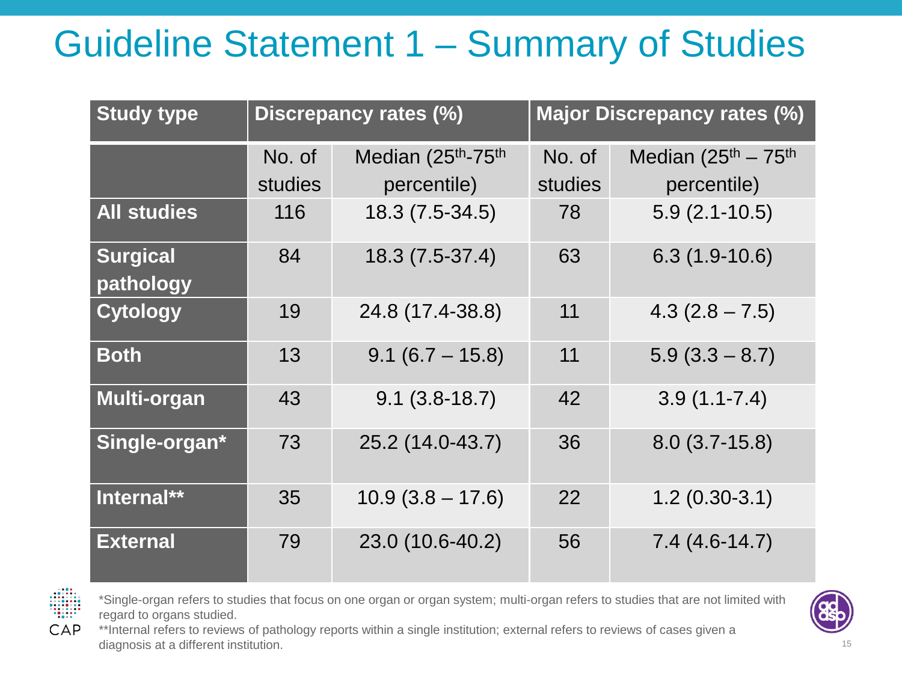# Guideline Statement 1 – Summary of Studies

| Study type | Discrepancy rates (%) | | Major Discrepancy rates (%) | |
|---|---|---|---|---|
| | No. of studies | Median (25th-75th percentile) | No. of studies | Median (25th – 75th percentile) |
| **All studies** | 116 | 18.3 (7.5-34.5) | 78 | 5.9 (2.1-10.5) |
| **Surgical pathology** | 84 | 18.3 (7.5-37.4) | 63 | 6.3 (1.9-10.6) |
| **Cytology** | 19 | 24.8 (17.4-38.8) | 11 | 4.3 (2.8 – 7.5) |
| **Both** | 13 | 9.1 (6.7 – 15.8) | 11 | 5.9 (3.3 – 8.7) |
| **Multi-organ** | 43 | 9.1 (3.8-18.7) | 42 | 3.9 (1.1-7.4) |
| **Single-organ*** | 73 | 25.2 (14.0-43.7) | 36 | 8.0 (3.7-15.8) |
| **Internal**** | 35 | 10.9 (3.8 – 17.6) | 22 | 1.2 (0.30-3.1) |
| **External** | 79 | 23.0 (10.6-40.2) | 56 | 7.4 (4.6-14.7) |

*Single-organ refers to studies that focus on one organ or organ system; multi-organ refers to studies that are not limited with regard to organs studied.

**Internal refers to reviews of pathology reports within a single institution; external refers to reviews of cases given a diagnosis at a different institution.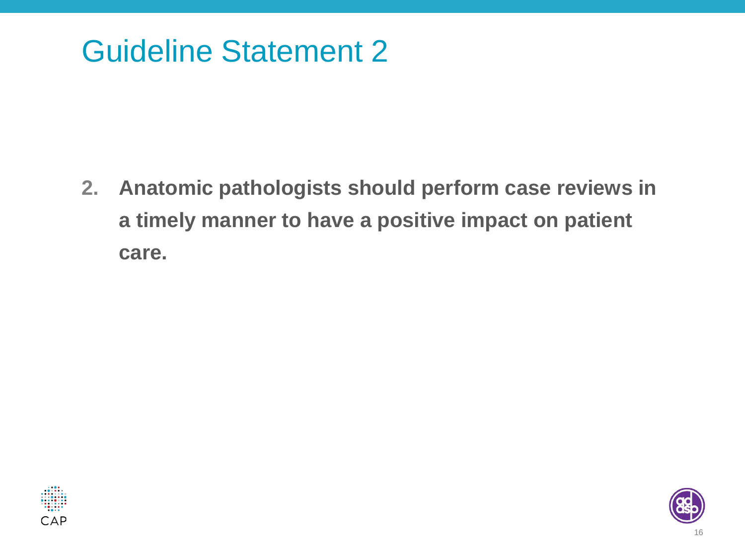# Guideline Statement 2

**2. Anatomic pathologists should perform case reviews in a timely manner to have a positive impact on patient care.**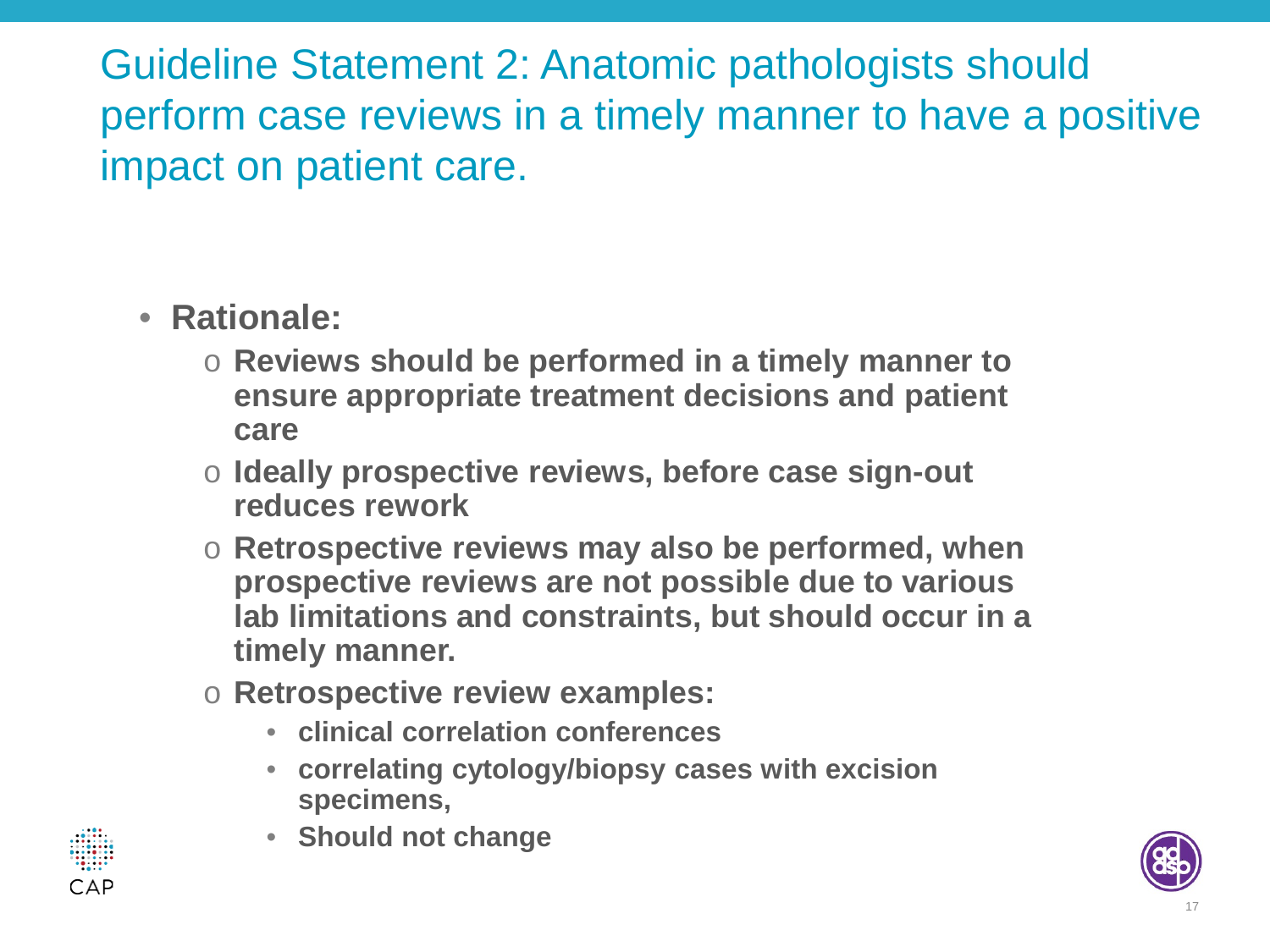# Guideline Statement 2: Anatomic pathologists should perform case reviews in a timely manner to have a positive impact on patient care.

- **Rationale:**
  - **Reviews should be performed in a timely manner to ensure appropriate treatment decisions and patient care**
  - **Ideally prospective reviews, before case sign-out reduces rework**
  - **Retrospective reviews may also be performed, when prospective reviews are not possible due to various lab limitations and constraints, but should occur in a timely manner.**
  - **Retrospective review examples:**
    - **clinical correlation conferences**
    - **correlating cytology/biopsy cases with excision specimens,**
    - **Should not change**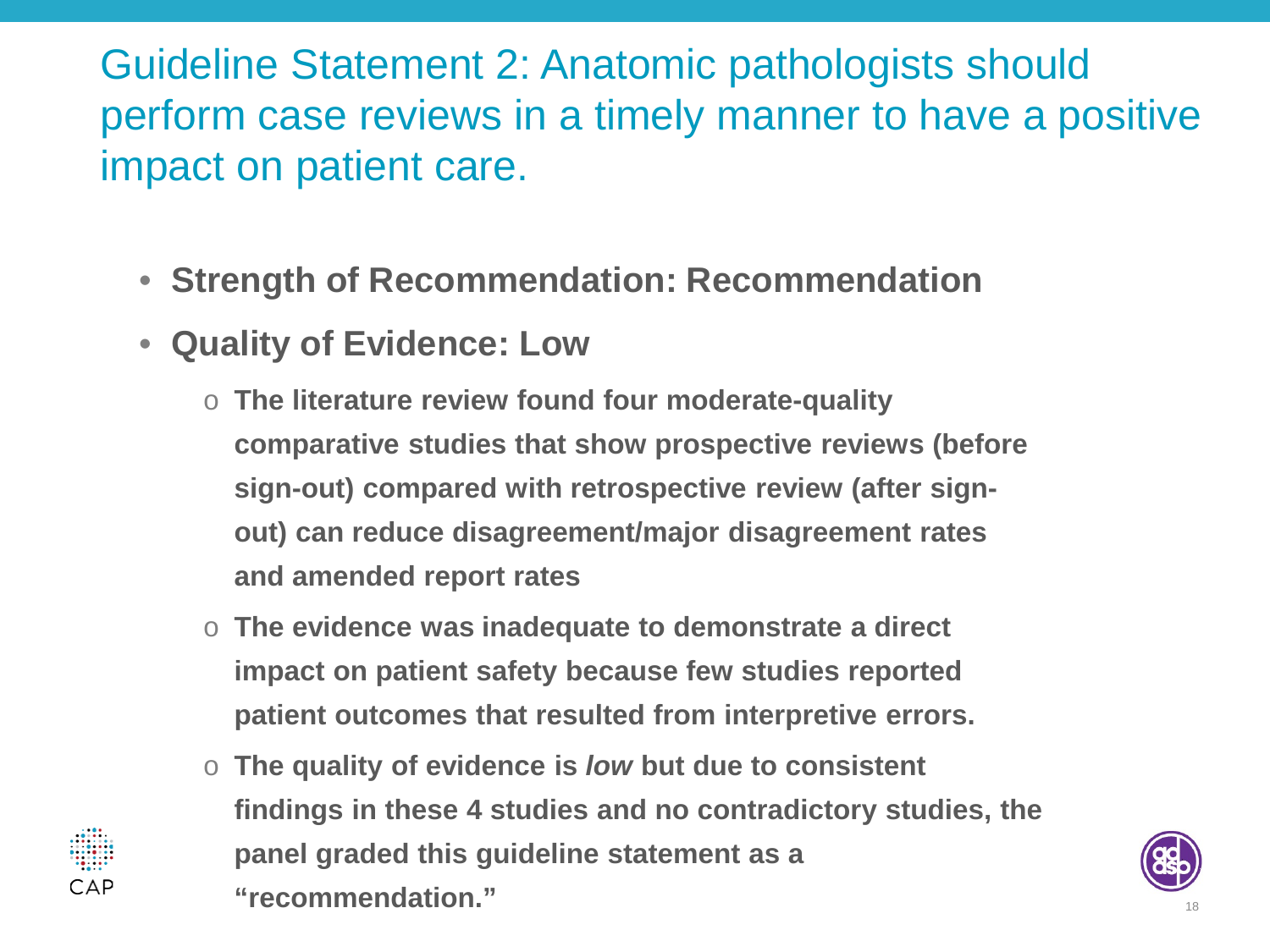# Guideline Statement 2: Anatomic pathologists should perform case reviews in a timely manner to have a positive impact on patient care.

- **Strength of Recommendation: Recommendation**
- **Quality of Evidence: Low**
  - **The literature review found four moderate-quality comparative studies that show prospective reviews (before sign-out) compared with retrospective review (after sign-out) can reduce disagreement/major disagreement rates and amended report rates**
  - **The evidence was inadequate to demonstrate a direct impact on patient safety because few studies reported patient outcomes that resulted from interpretive errors.**
  - **The quality of evidence is *low* but due to consistent findings in these 4 studies and no contradictory studies, the panel graded this guideline statement as a "recommendation."**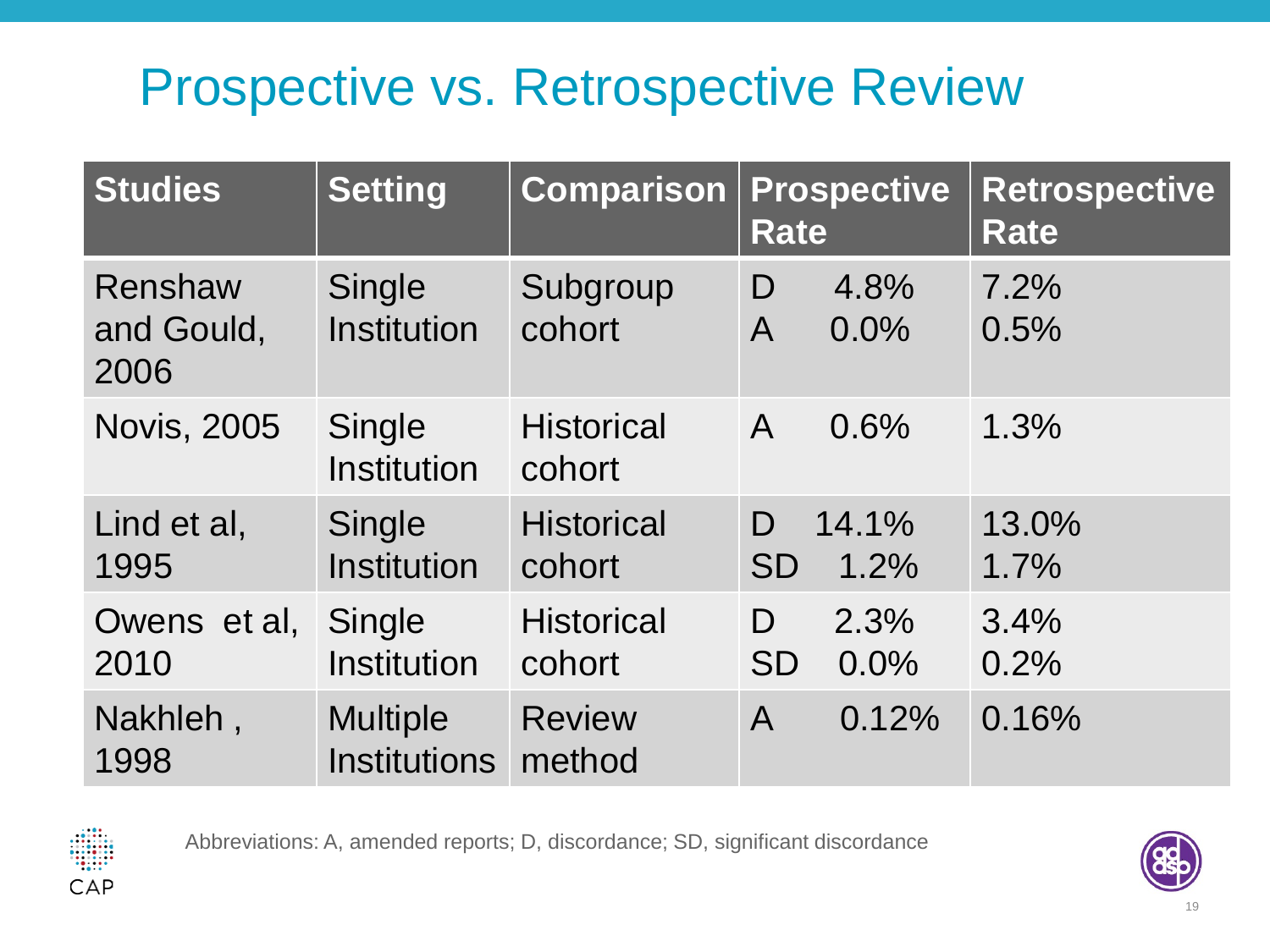# Prospective vs. Retrospective Review

| Studies | Setting | Comparison | Prospective Rate | Retrospective Rate |
|---|---|---|---|---|
| Renshaw and Gould, 2006 | Single Institution | Subgroup cohort | D 4.8%<br>A 0.0% | 7.2%<br>0.5% |
| Novis, 2005 | Single Institution | Historical cohort | A 0.6% | 1.3% |
| Lind et al, 1995 | Single Institution | Historical cohort | D 14.1%<br>SD 1.2% | 13.0%<br>1.7% |
| Owens et al, 2010 | Single Institution | Historical cohort | D 2.3%<br>SD 0.0% | 3.4%<br>0.2% |
| Nakhleh , 1998 | Multiple Institutions | Review method | A 0.12% | 0.16% |

Abbreviations: A, amended reports; D, discordance; SD, significant discordance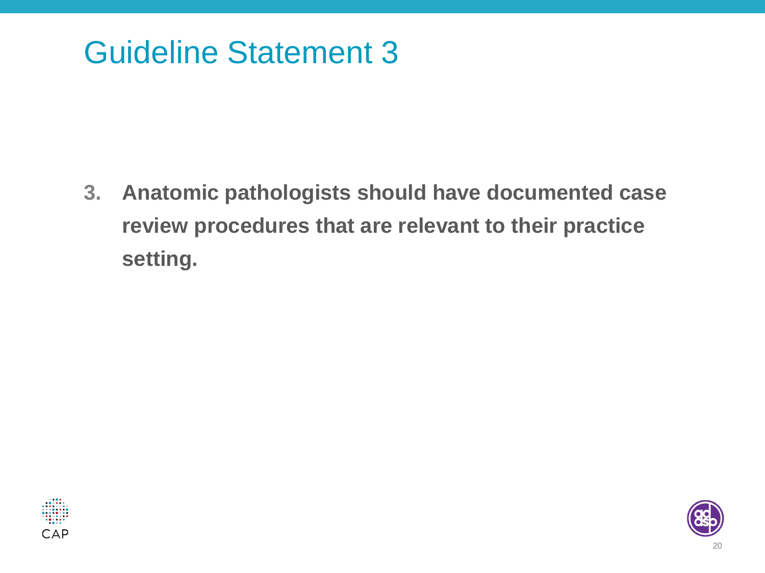# Guideline Statement 3

3. **Anatomic pathologists should have documented case review procedures that are relevant to their practice setting.**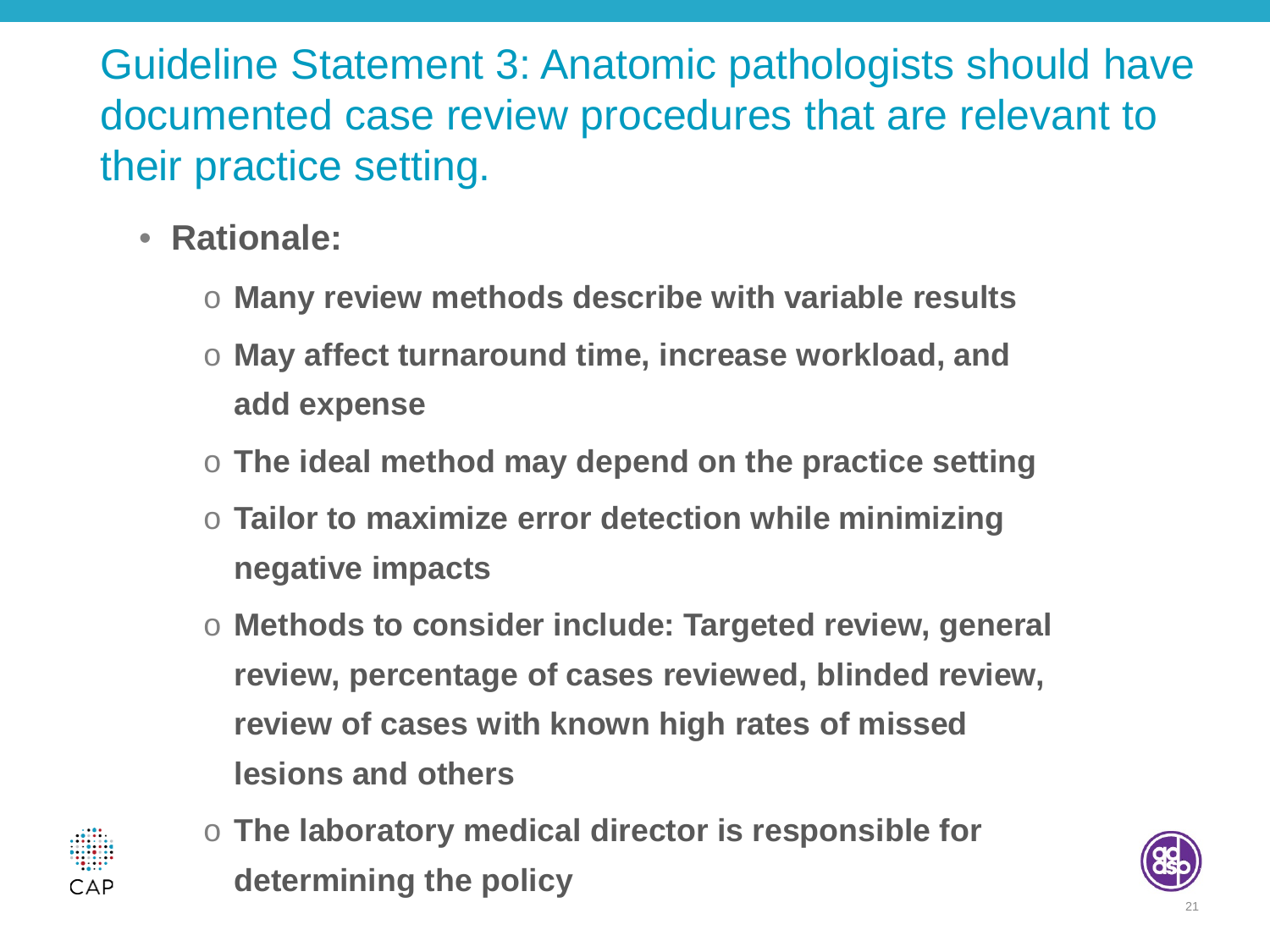# Guideline Statement 3: Anatomic pathologists should have documented case review procedures that are relevant to their practice setting.

- **Rationale:**
  - **Many review methods describe with variable results**
  - **May affect turnaround time, increase workload, and add expense**
  - **The ideal method may depend on the practice setting**
  - **Tailor to maximize error detection while minimizing negative impacts**
  - **Methods to consider include: Targeted review, general review, percentage of cases reviewed, blinded review, review of cases with known high rates of missed lesions and others**
  - **The laboratory medical director is responsible for determining the policy**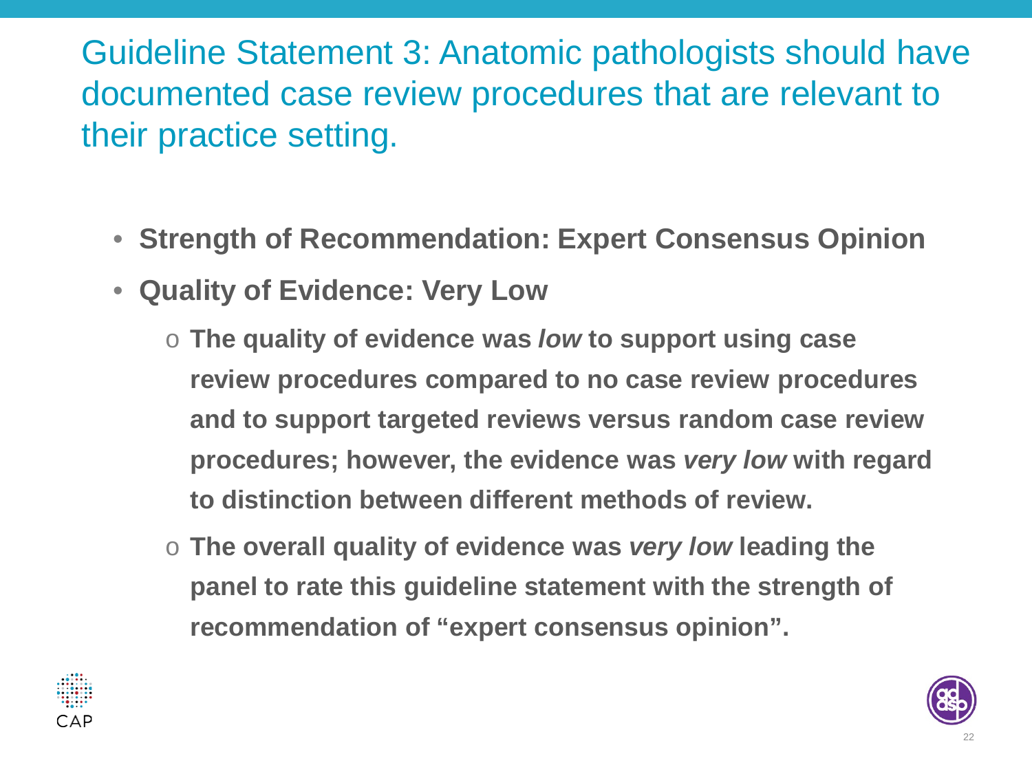## Guideline Statement 3: Anatomic pathologists should have documented case review procedures that are relevant to their practice setting.

- **Strength of Recommendation: Expert Consensus Opinion**
- **Quality of Evidence: Very Low**
  - **The quality of evidence was *low* to support using case review procedures compared to no case review procedures and to support targeted reviews versus random case review procedures; however, the evidence was *very low* with regard to distinction between different methods of review.**
  - **The overall quality of evidence was *very low* leading the panel to rate this guideline statement with the strength of recommendation of "expert consensus opinion".**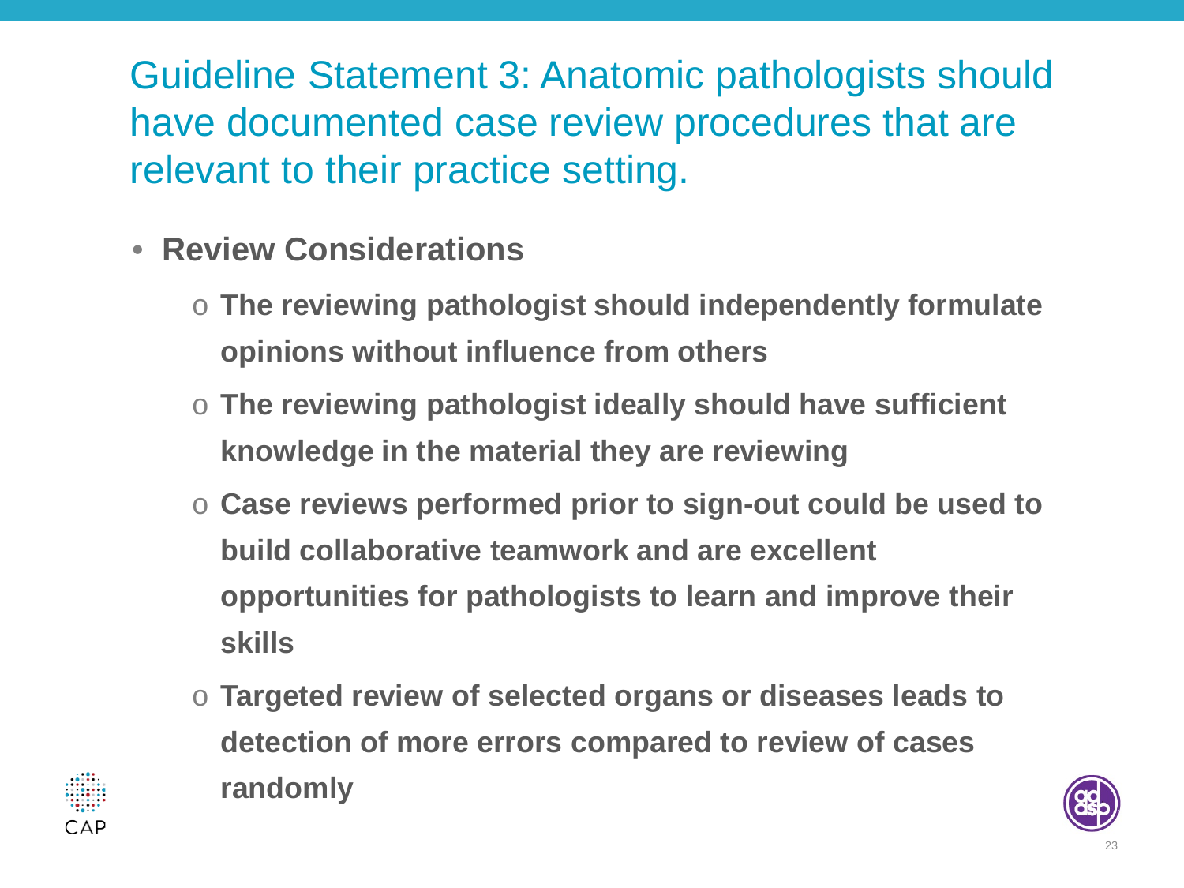# Guideline Statement 3: Anatomic pathologists should have documented case review procedures that are relevant to their practice setting.

- **Review Considerations**
  - **The reviewing pathologist should independently formulate opinions without influence from others**
  - **The reviewing pathologist ideally should have sufficient knowledge in the material they are reviewing**
  - **Case reviews performed prior to sign-out could be used to build collaborative teamwork and are excellent opportunities for pathologists to learn and improve their skills**
  - **Targeted review of selected organs or diseases leads to detection of more errors compared to review of cases randomly**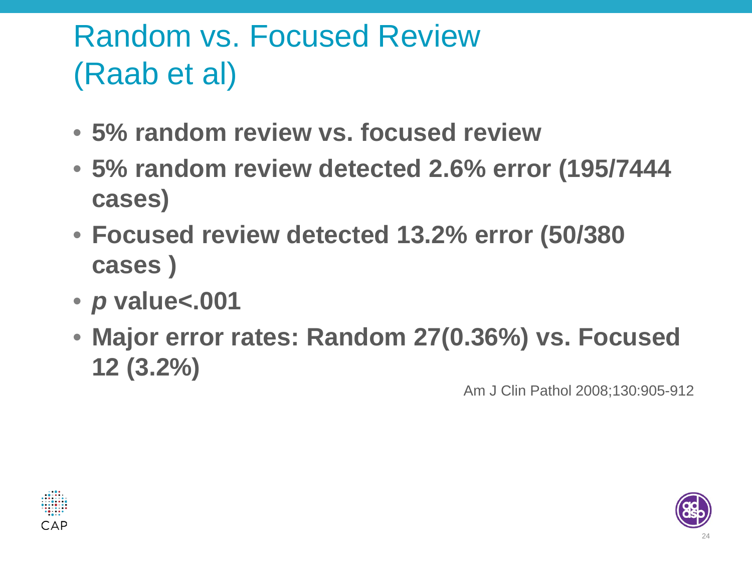# Random vs. Focused Review (Raab et al)

- **5% random review vs. focused review**
- **5% random review detected 2.6% error (195/7444 cases)**
- **Focused review detected 13.2% error (50/380 cases )**
- ***p* value<.001**
- **Major error rates: Random 27(0.36%) vs. Focused 12 (3.2%)**

Am J Clin Pathol 2008;130:905-912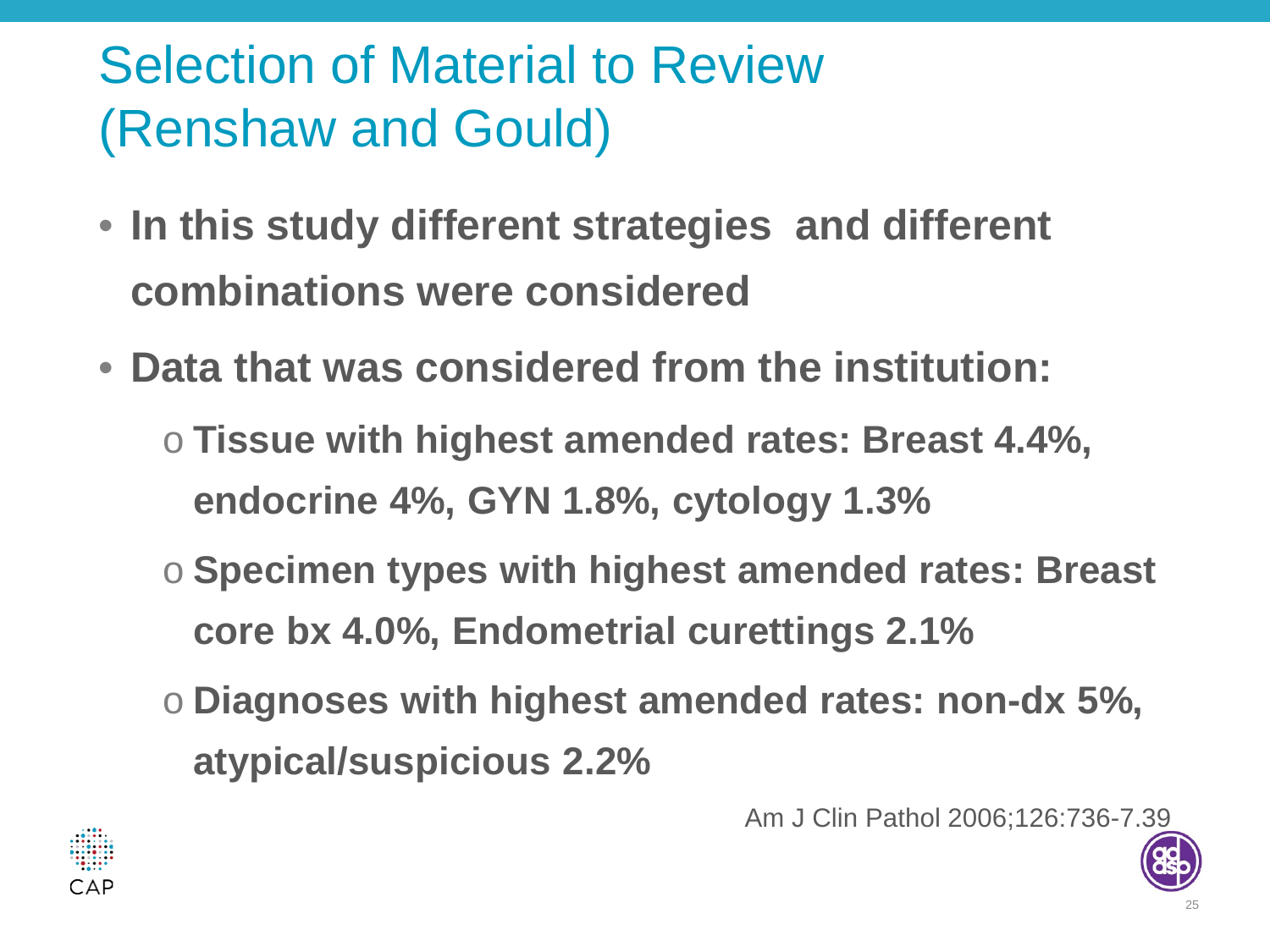# Selection of Material to Review (Renshaw and Gould)

- **In this study different strategies and different combinations were considered**
- **Data that was considered from the institution:**
  - **Tissue with highest amended rates: Breast 4.4%, endocrine 4%, GYN 1.8%, cytology 1.3%**
  - **Specimen types with highest amended rates: Breast core bx 4.0%, Endometrial curettings 2.1%**
  - **Diagnoses with highest amended rates: non-dx 5%, atypical/suspicious 2.2%**

Am J Clin Pathol 2006;126:736-7.39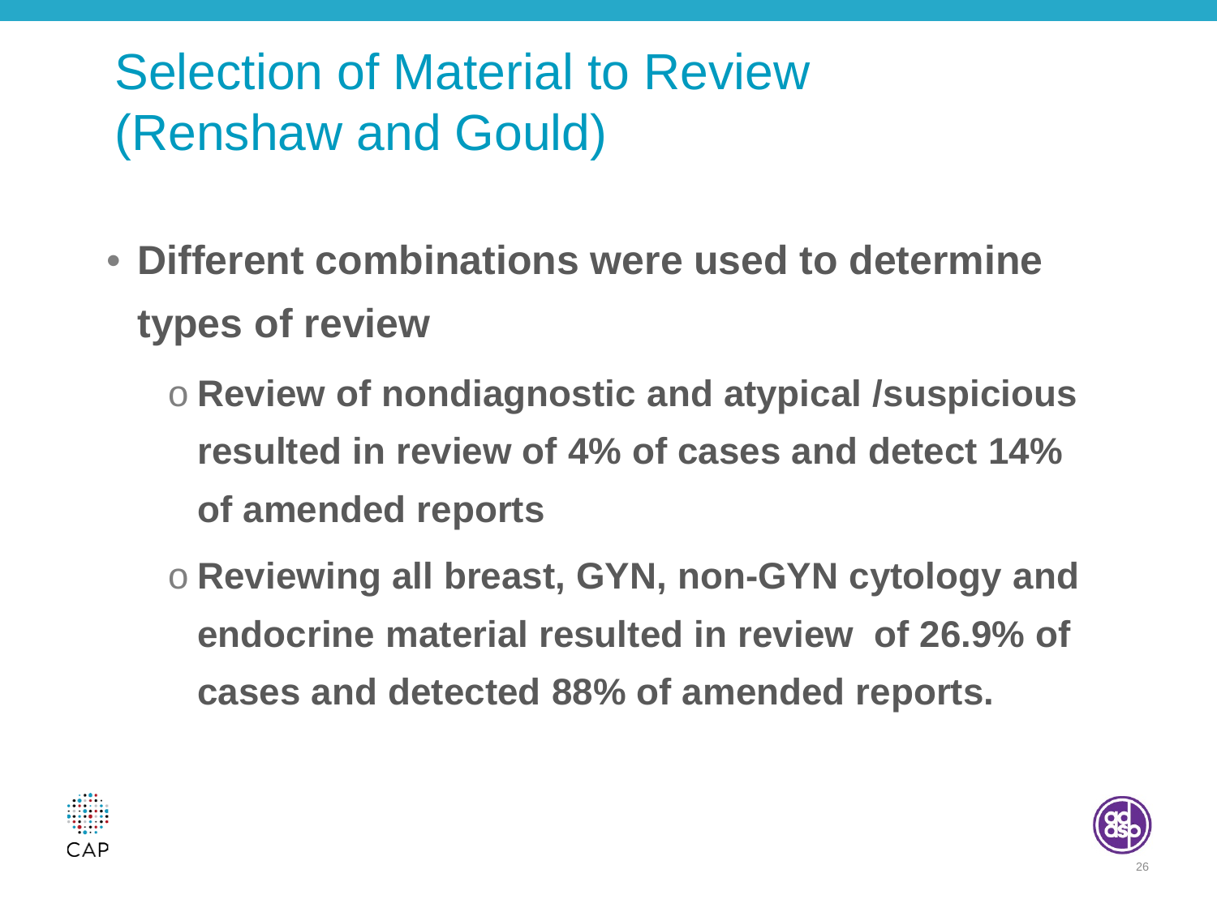# Selection of Material to Review (Renshaw and Gould)

- **Different combinations were used to determine types of review**
  - **Review of nondiagnostic and atypical /suspicious resulted in review of 4% of cases and detect 14% of amended reports**
  - **Reviewing all breast, GYN, non-GYN cytology and endocrine material resulted in review of 26.9% of cases and detected 88% of amended reports.**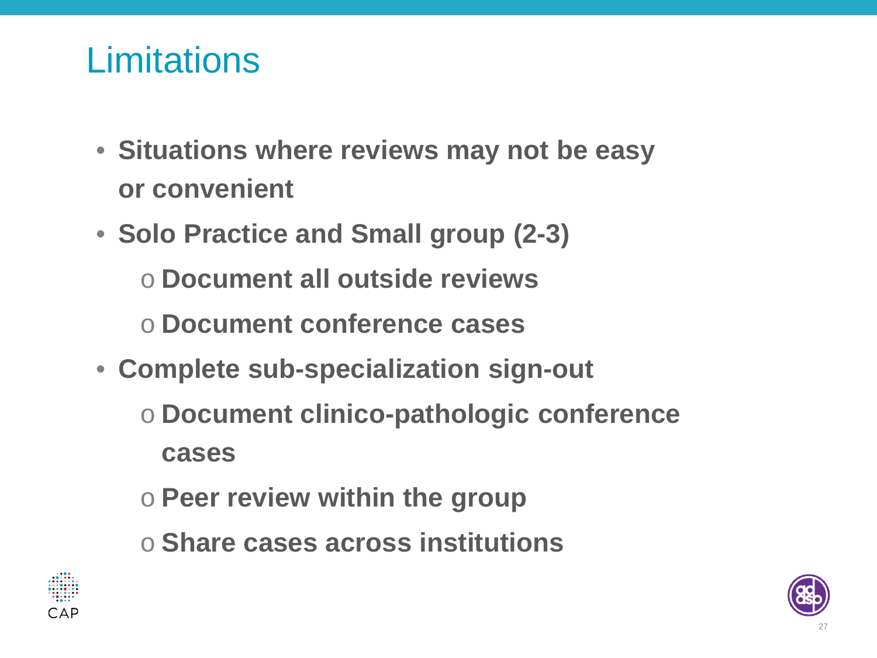# Limitations

- **Situations where reviews may not be easy or convenient**
- **Solo Practice and Small group (2-3)**
  - **Document all outside reviews**
  - **Document conference cases**
- **Complete sub-specialization sign-out**
  - **Document clinico-pathologic conference cases**
  - **Peer review within the group**
  - **Share cases across institutions**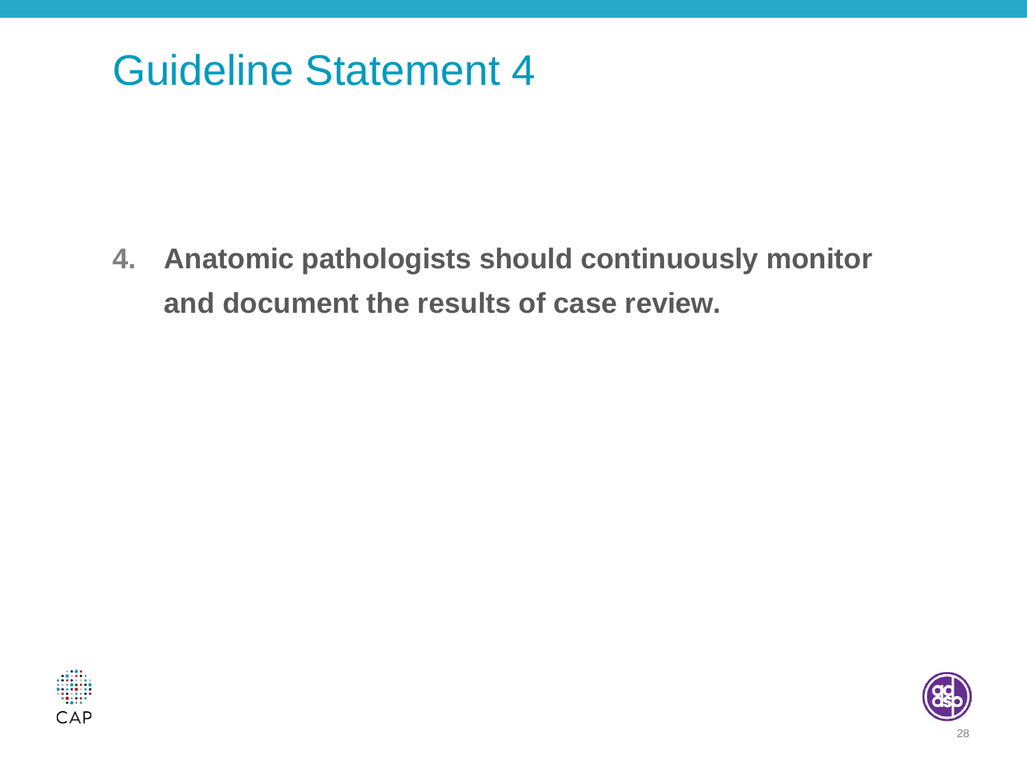# Guideline Statement 4

**4. Anatomic pathologists should continuously monitor and document the results of case review.**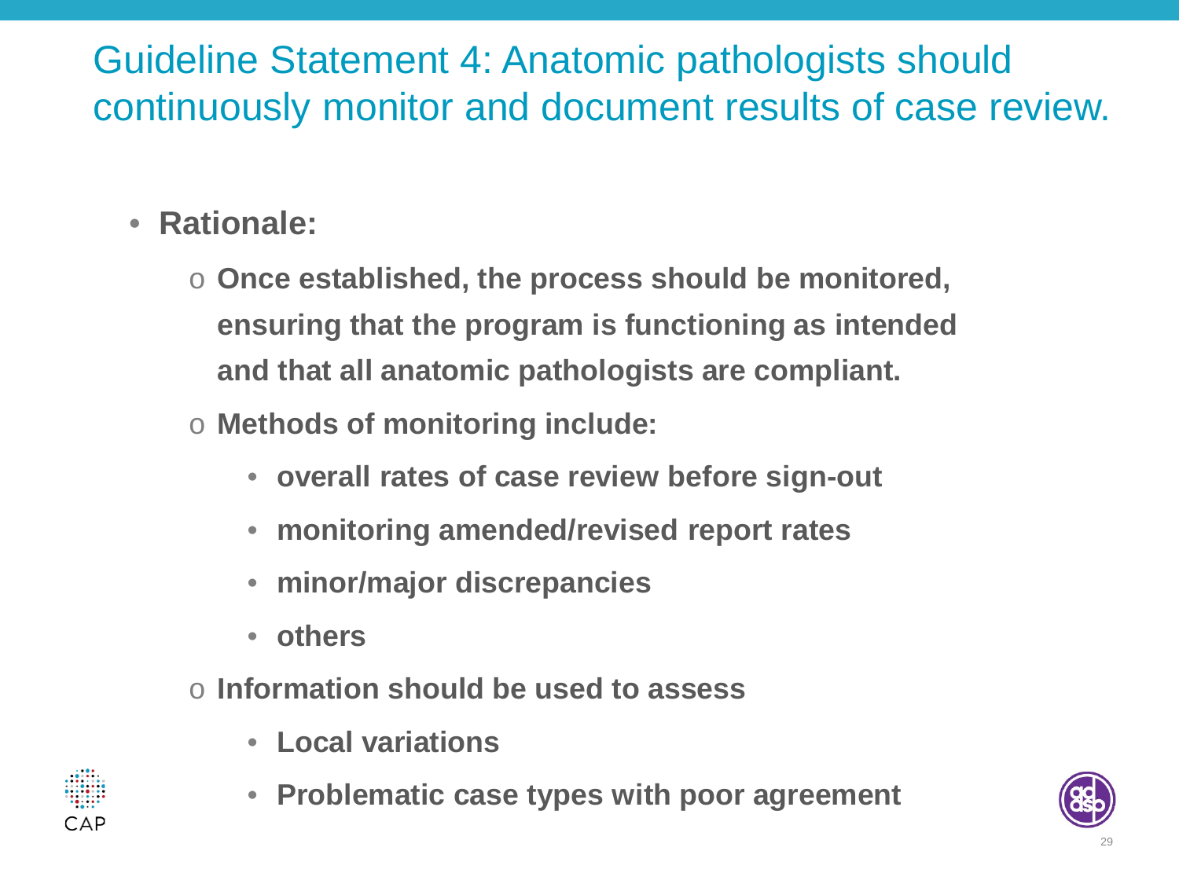# Guideline Statement 4: Anatomic pathologists should continuously monitor and document results of case review.

- **Rationale:**
  - **Once established, the process should be monitored, ensuring that the program is functioning as intended and that all anatomic pathologists are compliant.**
  - **Methods of monitoring include:**
    - **overall rates of case review before sign-out**
    - **monitoring amended/revised report rates**
    - **minor/major discrepancies**
    - **others**
  - **Information should be used to assess**
    - **Local variations**
    - **Problematic case types with poor agreement**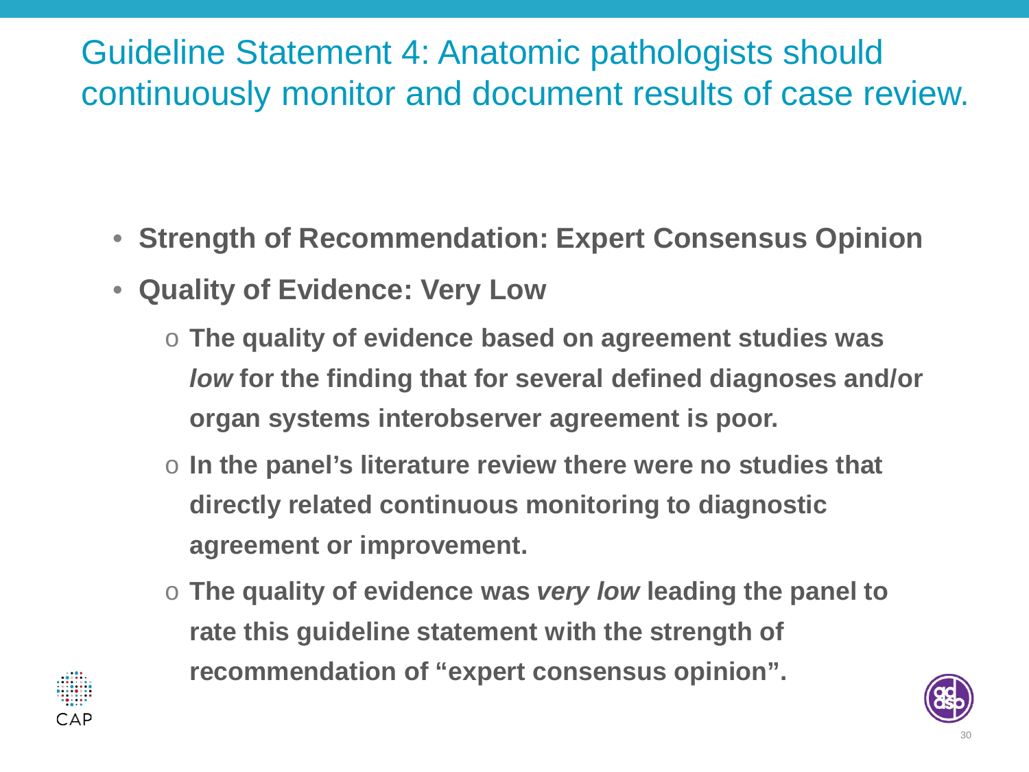# Guideline Statement 4: Anatomic pathologists should continuously monitor and document results of case review.

- **Strength of Recommendation: Expert Consensus Opinion**
- **Quality of Evidence: Very Low**
  - **The quality of evidence based on agreement studies was *low* for the finding that for several defined diagnoses and/or organ systems interobserver agreement is poor.**
  - **In the panel's literature review there were no studies that directly related continuous monitoring to diagnostic agreement or improvement.**
  - **The quality of evidence was *very low* leading the panel to rate this guideline statement with the strength of recommendation of "expert consensus opinion".**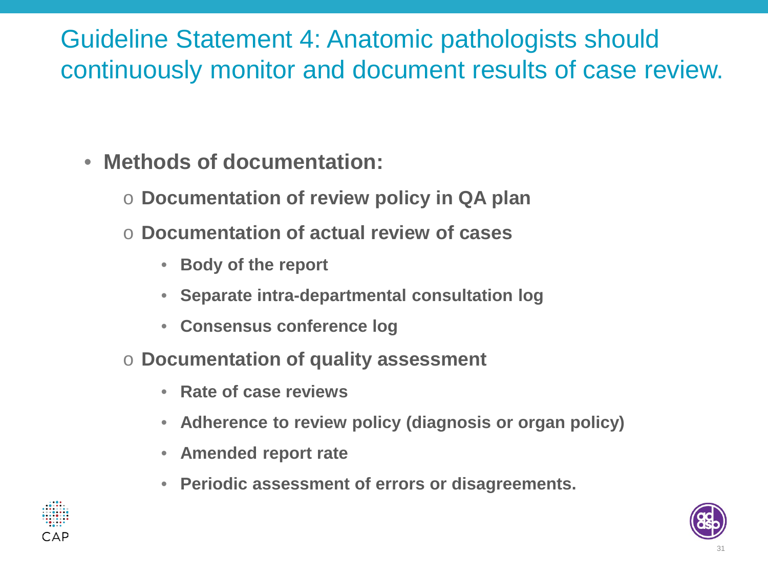# Guideline Statement 4: Anatomic pathologists should continuously monitor and document results of case review.

- **Methods of documentation:**
  - **Documentation of review policy in QA plan**
  - **Documentation of actual review of cases**
    - **Body of the report**
    - **Separate intra-departmental consultation log**
    - **Consensus conference log**
  - **Documentation of quality assessment**
    - **Rate of case reviews**
    - **Adherence to review policy (diagnosis or organ policy)**
    - **Amended report rate**
    - **Periodic assessment of errors or disagreements.**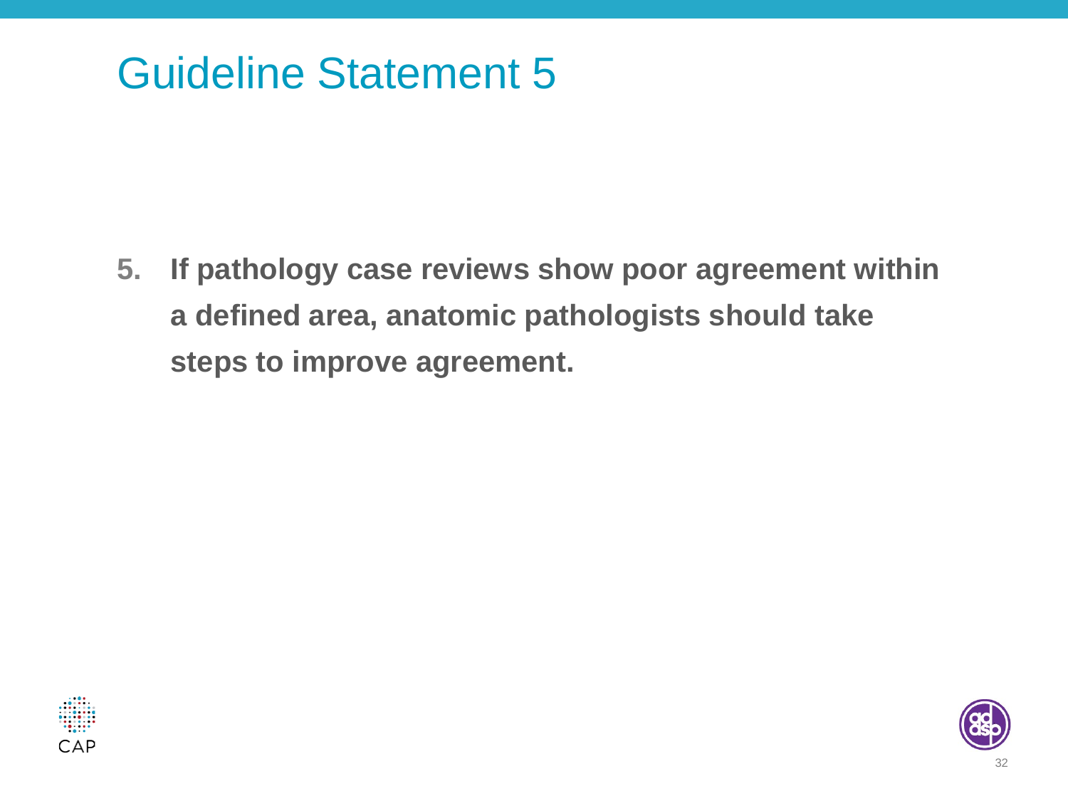# Guideline Statement 5

5. **If pathology case reviews show poor agreement within a defined area, anatomic pathologists should take steps to improve agreement.**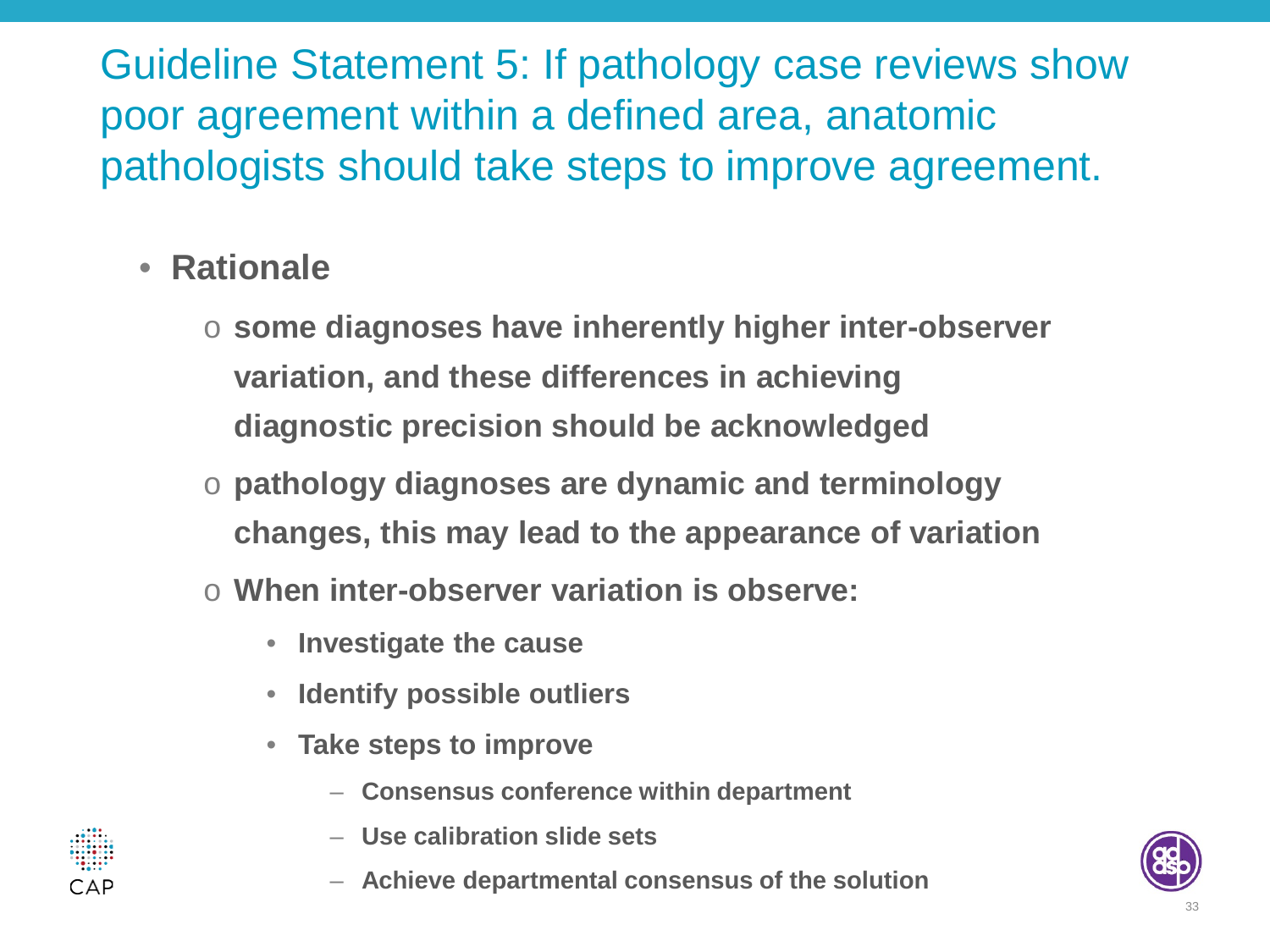# Guideline Statement 5: If pathology case reviews show poor agreement within a defined area, anatomic pathologists should take steps to improve agreement.

- **Rationale**
  - **some diagnoses have inherently higher inter-observer variation, and these differences in achieving diagnostic precision should be acknowledged**
  - **pathology diagnoses are dynamic and terminology changes, this may lead to the appearance of variation**
  - **When inter-observer variation is observe:**
    - **Investigate the cause**
    - **Identify possible outliers**
    - **Take steps to improve**
      - **Consensus conference within department**
      - **Use calibration slide sets**
      - **Achieve departmental consensus of the solution**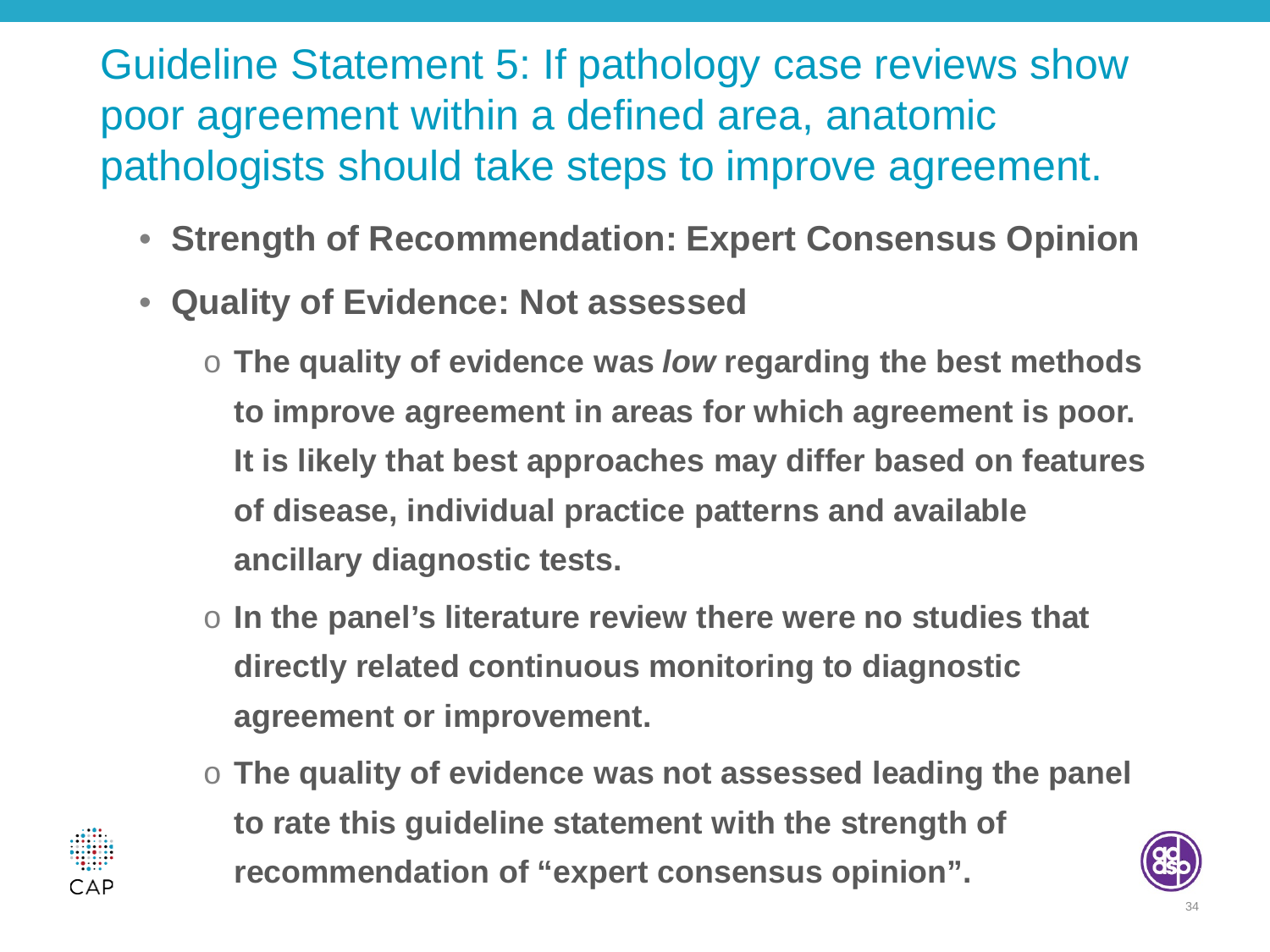## Guideline Statement 5: If pathology case reviews show poor agreement within a defined area, anatomic pathologists should take steps to improve agreement.

- **Strength of Recommendation: Expert Consensus Opinion**
- **Quality of Evidence: Not assessed**
  - **The quality of evidence was *low* regarding the best methods to improve agreement in areas for which agreement is poor. It is likely that best approaches may differ based on features of disease, individual practice patterns and available ancillary diagnostic tests.**
  - **In the panel's literature review there were no studies that directly related continuous monitoring to diagnostic agreement or improvement.**
  - **The quality of evidence was not assessed leading the panel to rate this guideline statement with the strength of recommendation of "expert consensus opinion".**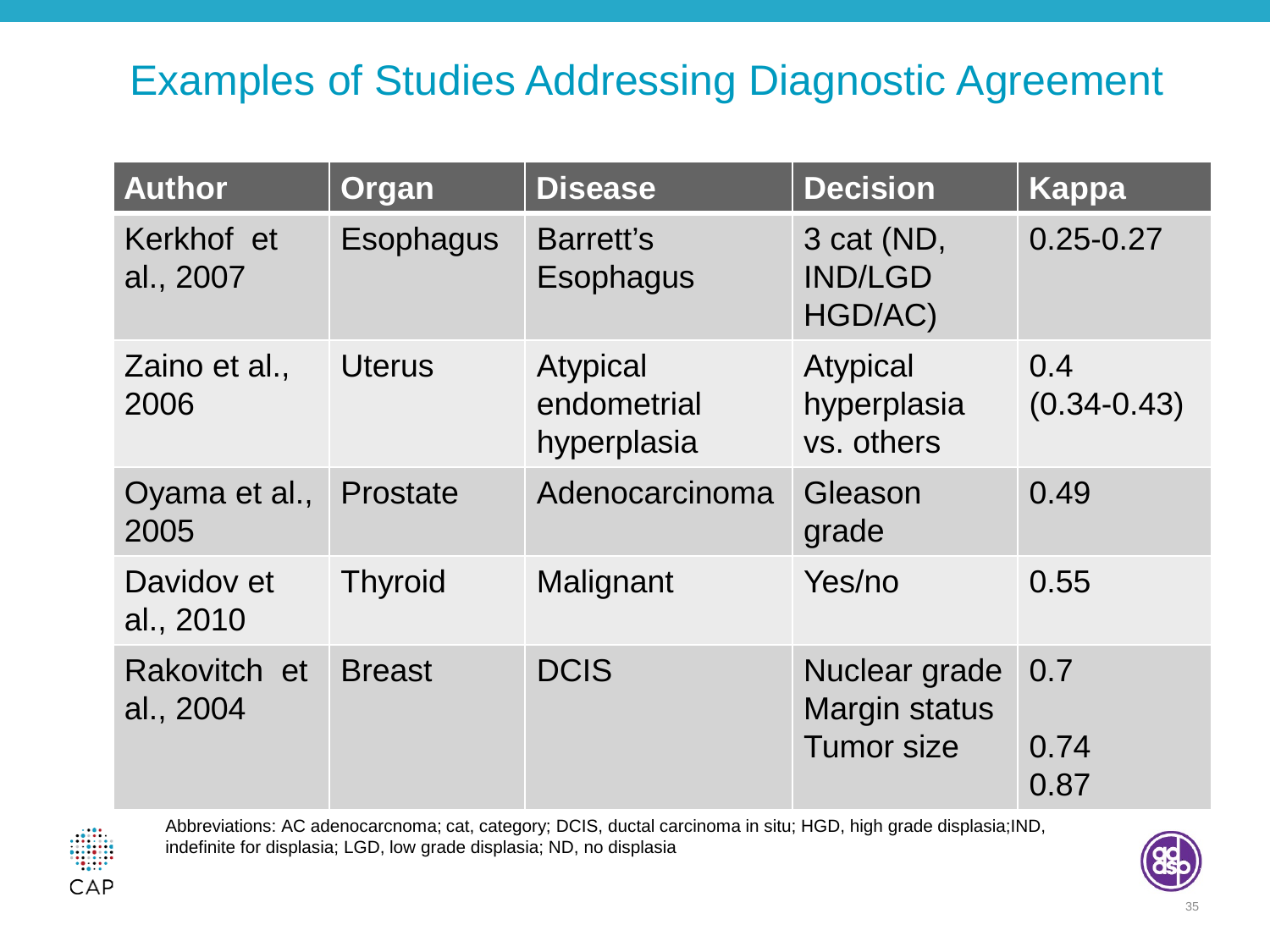# Examples of Studies Addressing Diagnostic Agreement

| Author | Organ | Disease | Decision | Kappa |
| --- | --- | --- | --- | --- |
| Kerkhof et al., 2007 | Esophagus | Barrett's Esophagus | 3 cat (ND, IND/LGD HGD/AC) | 0.25-0.27 |
| Zaino et al., 2006 | Uterus | Atypical endometrial hyperplasia | Atypical hyperplasia vs. others | 0.4 (0.34-0.43) |
| Oyama et al., 2005 | Prostate | Adenocarcinoma | Gleason grade | 0.49 |
| Davidov et al., 2010 | Thyroid | Malignant | Yes/no | 0.55 |
| Rakovitch et al., 2004 | Breast | DCIS | Nuclear grade<br>Margin status<br>Tumor size | 0.7<br><br>0.74<br>0.87 |

Abbreviations: AC adenocarcnoma; cat, category; DCIS, ductal carcinoma in situ; HGD, high grade displasia;IND, indefinite for displasia; LGD, low grade displasia; ND, no displasia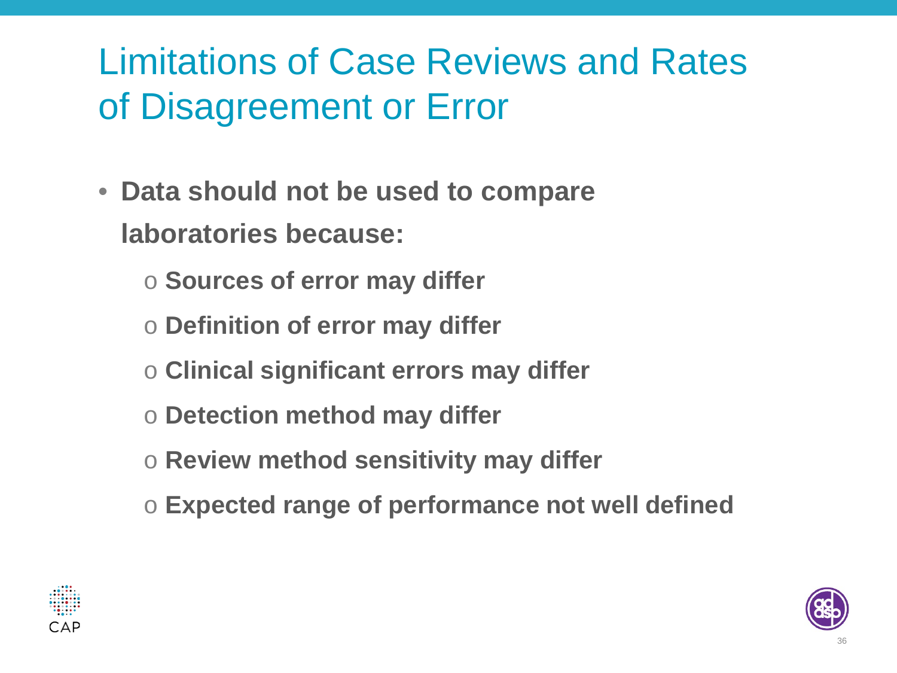# Limitations of Case Reviews and Rates of Disagreement or Error

- **Data should not be used to compare laboratories because:**
  - **Sources of error may differ**
  - **Definition of error may differ**
  - **Clinical significant errors may differ**
  - **Detection method may differ**
  - **Review method sensitivity may differ**
  - **Expected range of performance not well defined**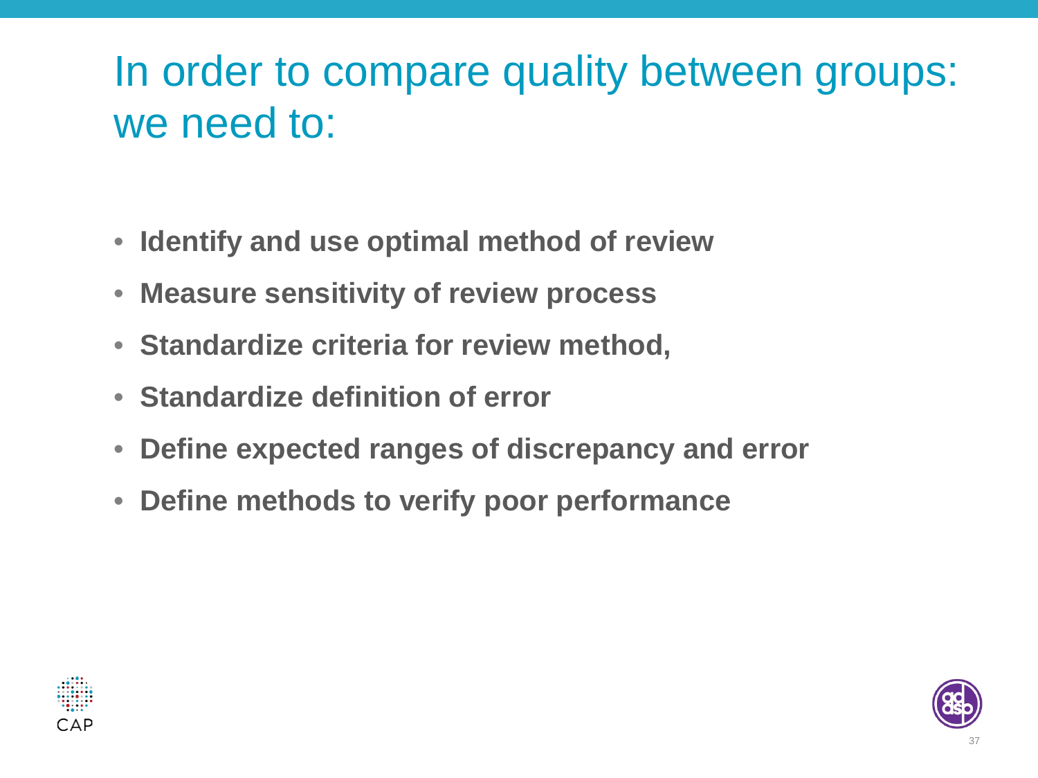# In order to compare quality between groups: we need to:

- **Identify and use optimal method of review**
- **Measure sensitivity of review process**
- **Standardize criteria for review method,**
- **Standardize definition of error**
- **Define expected ranges of discrepancy and error**
- **Define methods to verify poor performance**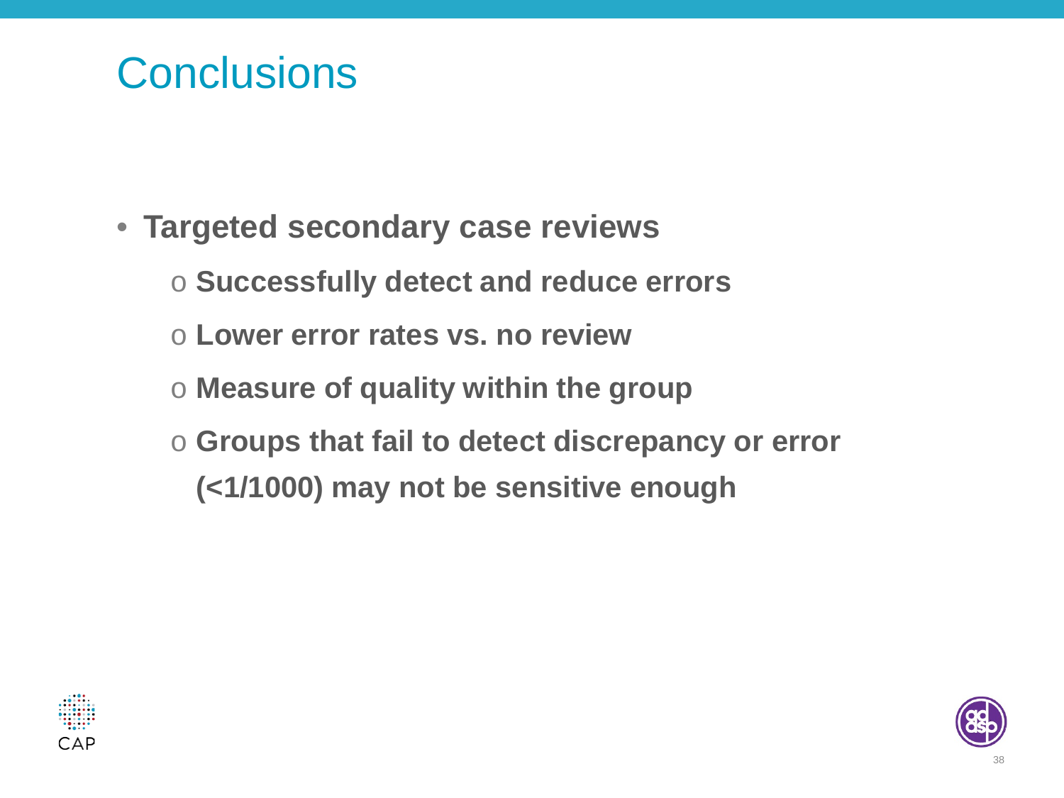# Conclusions

- **Targeted secondary case reviews**
  - **Successfully detect and reduce errors**
  - **Lower error rates vs. no review**
  - **Measure of quality within the group**
  - **Groups that fail to detect discrepancy or error (<1/1000) may not be sensitive enough**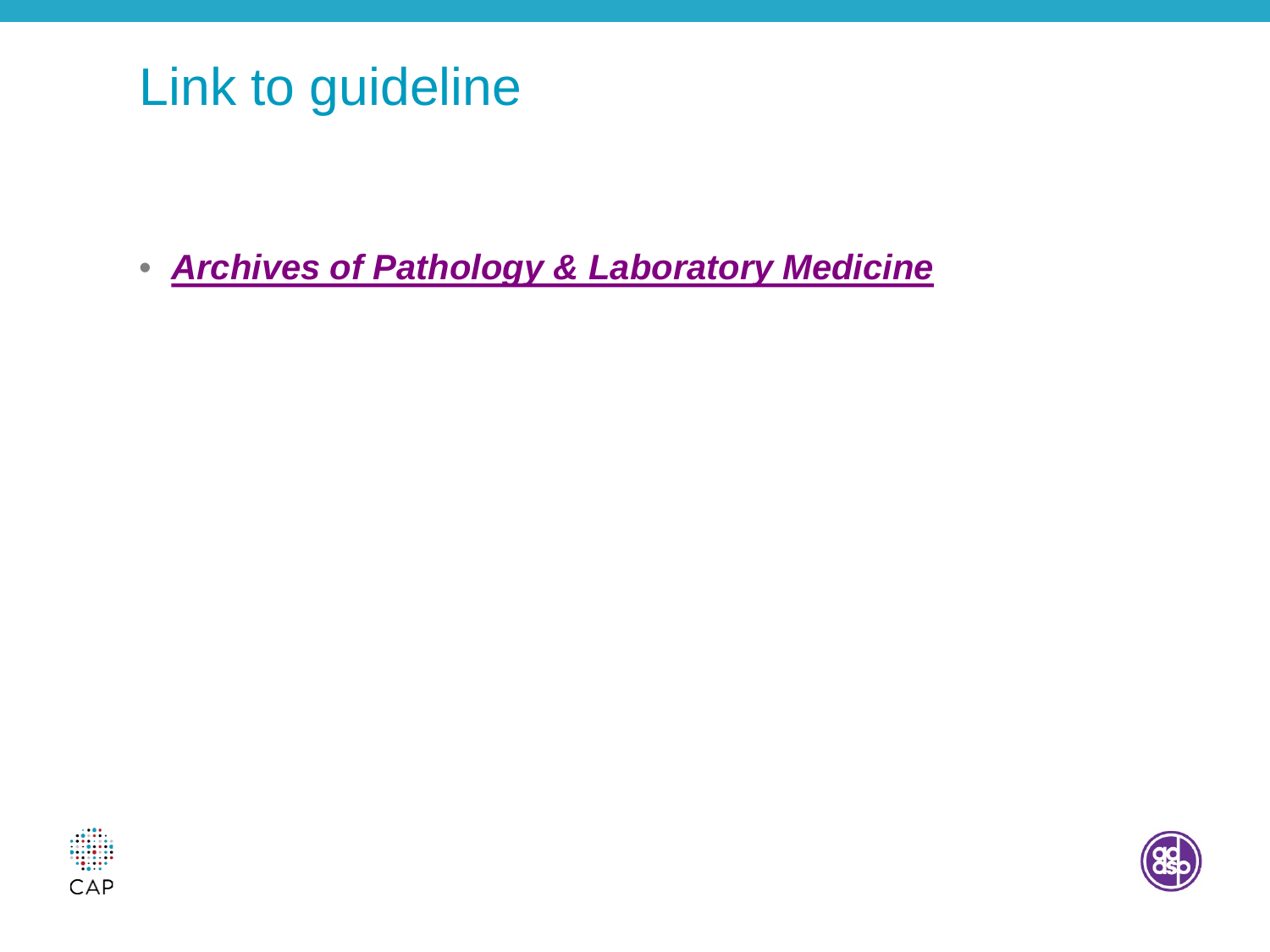# Link to guideline

- ***Archives of Pathology & Laboratory Medicine***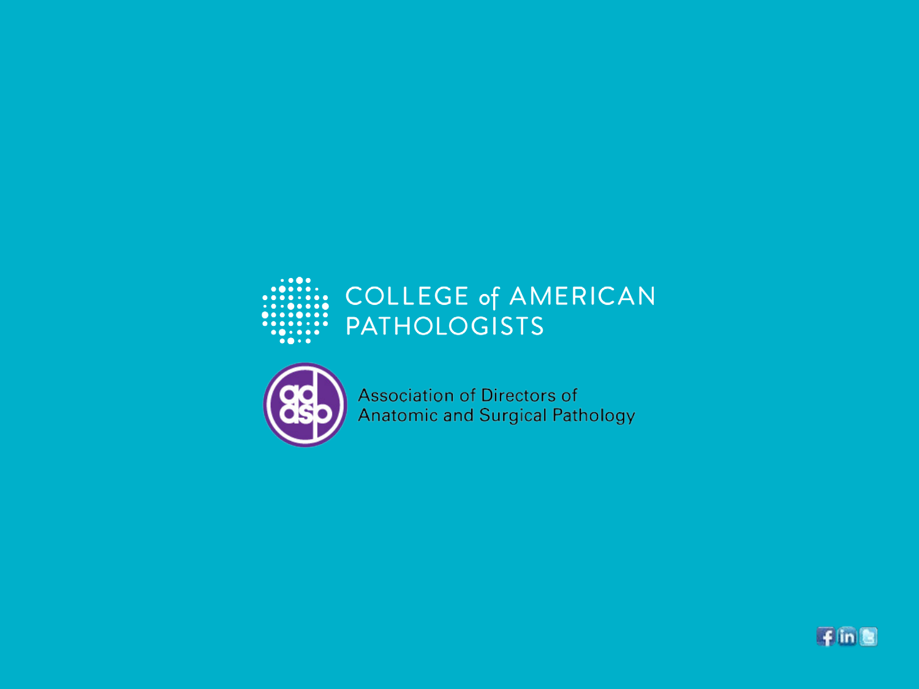COLLEGE of AMERICAN PATHOLOGISTS

Association of Directors of Anatomic and Surgical Pathology